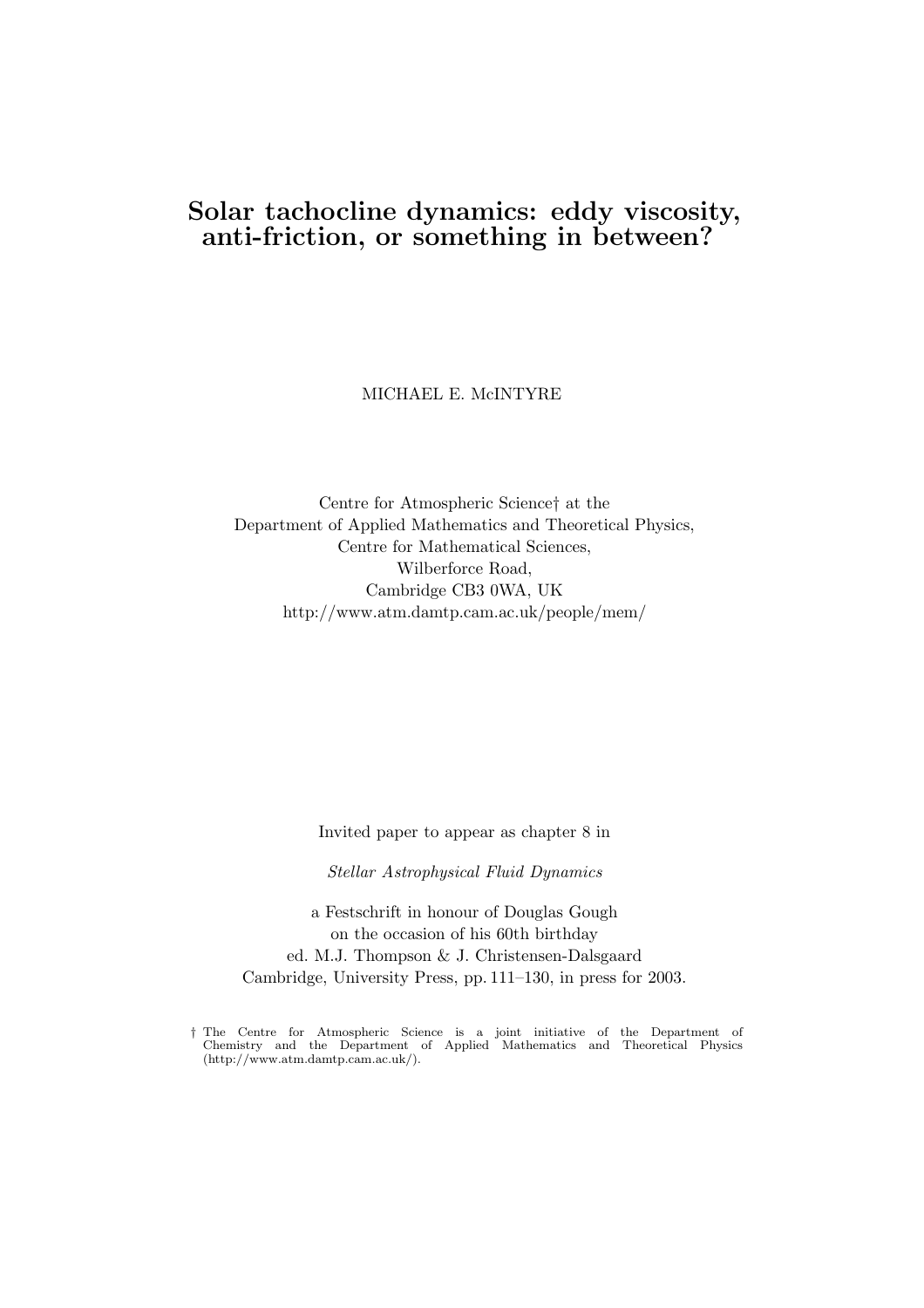# Solar tachocline dynamics: eddy viscosity, anti-friction, or something in between?

MICHAEL E. McINTYRE

Centre for Atmospheric Science† at the
Department of Applied Mathematics and Theoretical Physics,
Centre for Mathematical Sciences,
Wilberforce Road,
Cambridge CB3 0WA, UK
http://www.atm.damtp.cam.ac.uk/people/mem/

Invited paper to appear as chapter 8 in

*Stellar Astrophysical Fluid Dynamics*

a Festschrift in honour of Douglas Gough
on the occasion of his 60th birthday
ed. M.J. Thompson & J. Christensen-Dalsgaard
Cambridge, University Press, pp. 111–130, in press for 2003.

† The Centre for Atmospheric Science is a joint initiative of the Department of Chemistry and the Department of Applied Mathematics and Theoretical Physics (http://www.atm.damtp.cam.ac.uk/).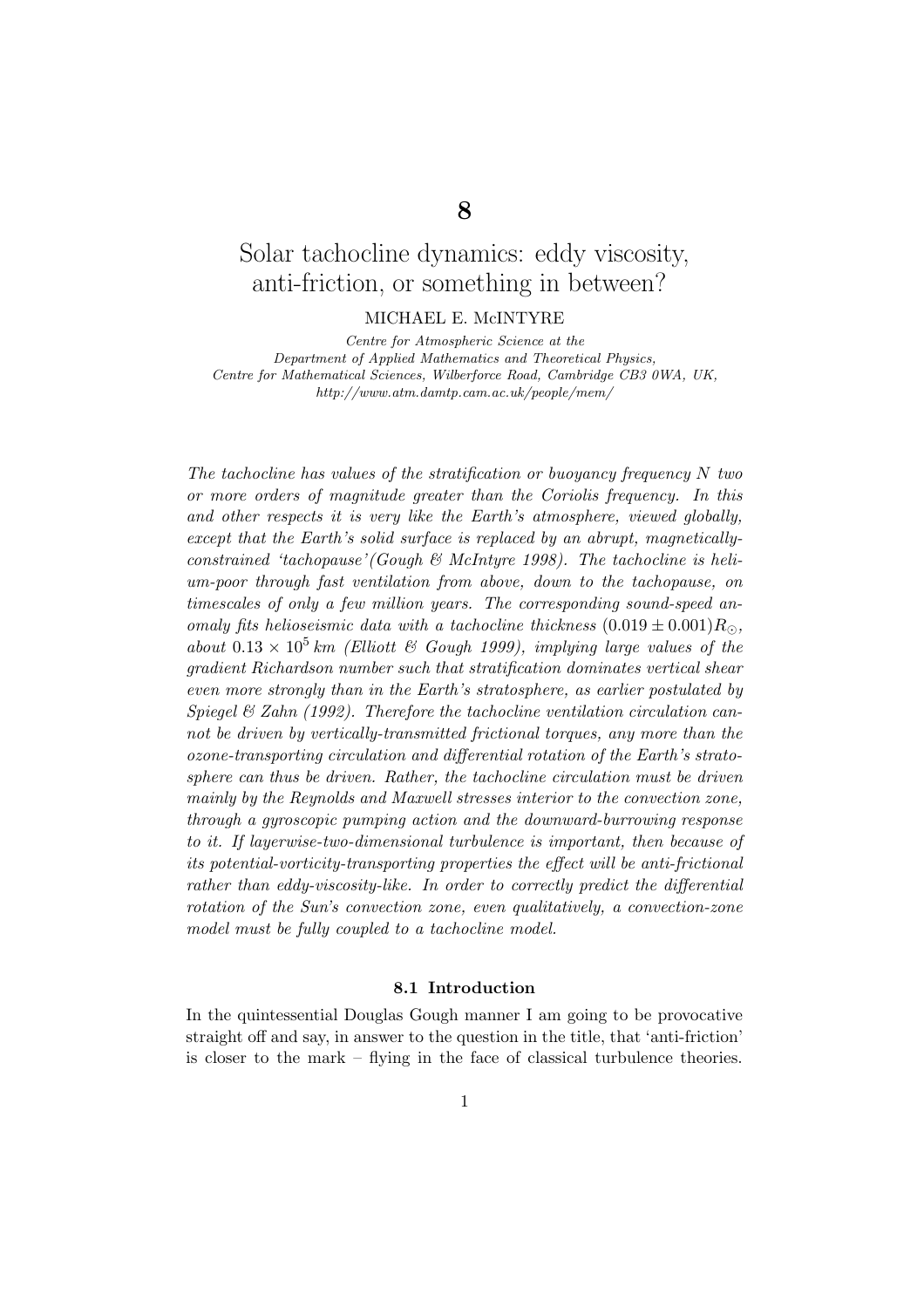# 8

# Solar tachocline dynamics: eddy viscosity, anti-friction, or something in between?

MICHAEL E. McINTYRE

*Centre for Atmospheric Science at the Department of Applied Mathematics and Theoretical Physics, Centre for Mathematical Sciences, Wilberforce Road, Cambridge CB3 0WA, UK, http://www.atm.damtp.cam.ac.uk/people/mem/*

*The tachocline has values of the stratification or buoyancy frequency $N$ two or more orders of magnitude greater than the Coriolis frequency. In this and other respects it is very like the Earth's atmosphere, viewed globally, except that the Earth's solid surface is replaced by an abrupt, magnetically-constrained 'tachopause'(Gough & McIntyre 1998). The tachocline is helium-poor through fast ventilation from above, down to the tachopause, on timescales of only a few million years. The corresponding sound-speed anomaly fits helioseismic data with a tachocline thickness $(0.019 \pm 0.001)R_\odot$, about $0.13 \times 10^5$ km (Elliott & Gough 1999), implying large values of the gradient Richardson number such that stratification dominates vertical shear even more strongly than in the Earth's stratosphere, as earlier postulated by Spiegel & Zahn (1992). Therefore the tachocline ventilation circulation cannot be driven by vertically-transmitted frictional torques, any more than the ozone-transporting circulation and differential rotation of the Earth's stratosphere can thus be driven. Rather, the tachocline circulation must be driven mainly by the Reynolds and Maxwell stresses interior to the convection zone, through a gyroscopic pumping action and the downward-burrowing response to it. If layerwise-two-dimensional turbulence is important, then because of its potential-vorticity-transporting properties the effect will be anti-frictional rather than eddy-viscosity-like. In order to correctly predict the differential rotation of the Sun's convection zone, even qualitatively, a convection-zone model must be fully coupled to a tachocline model.*

### 8.1 Introduction

In the quintessential Douglas Gough manner I am going to be provocative straight off and say, in answer to the question in the title, that 'anti-friction' is closer to the mark – flying in the face of classical turbulence theories.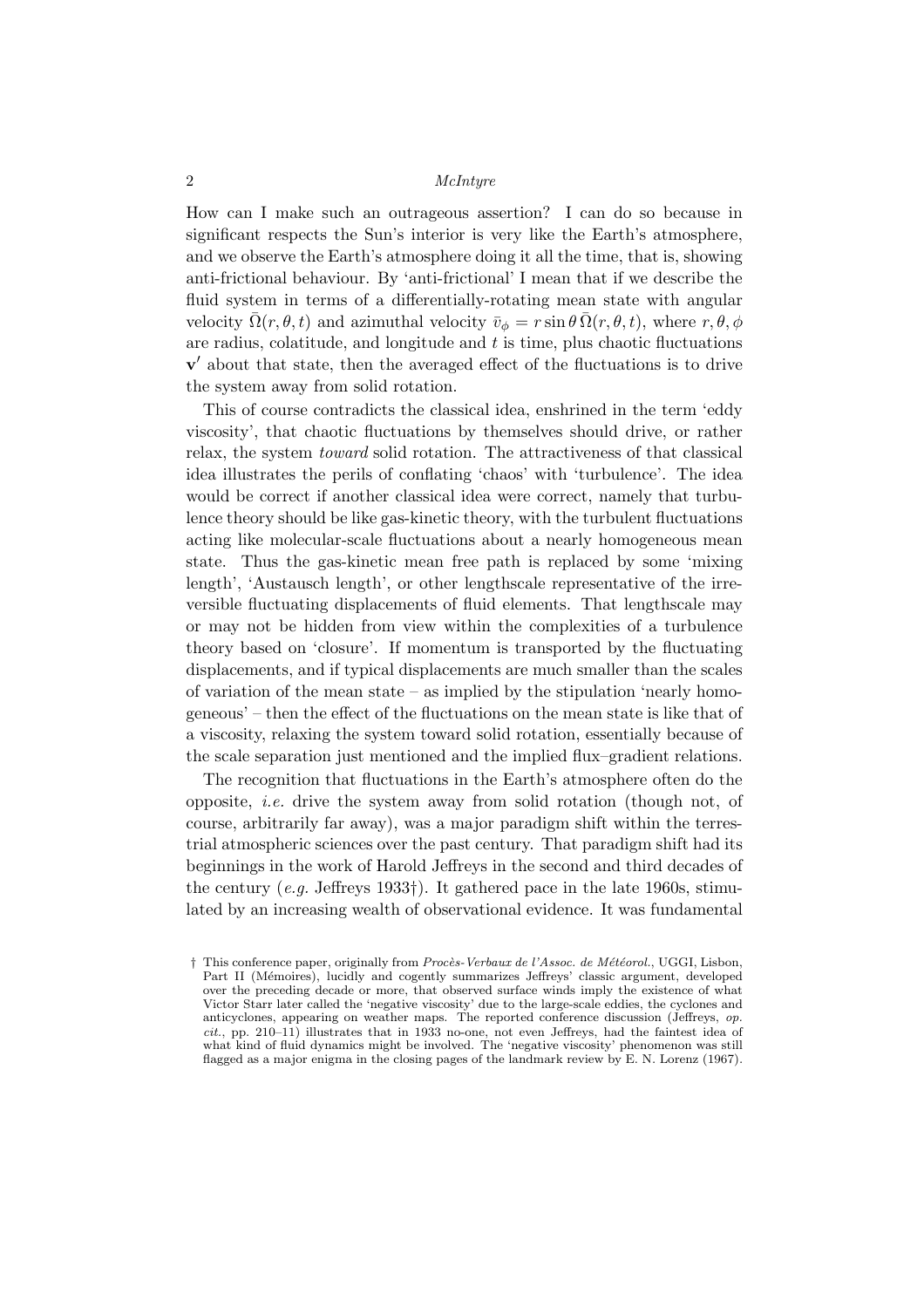How can I make such an outrageous assertion? I can do so because in significant respects the Sun's interior is very like the Earth's atmosphere, and we observe the Earth's atmosphere doing it all the time, that is, showing anti-frictional behaviour. By 'anti-frictional' I mean that if we describe the fluid system in terms of a differentially-rotating mean state with angular velocity $\bar{\Omega}(r, \theta, t)$ and azimuthal velocity $\bar{v}_\phi = r \sin\theta\, \bar{\Omega}(r, \theta, t)$, where $r, \theta, \phi$ are radius, colatitude, and longitude and $t$ is time, plus chaotic fluctuations $\mathbf{v}'$ about that state, then the averaged effect of the fluctuations is to drive the system away from solid rotation.

This of course contradicts the classical idea, enshrined in the term 'eddy viscosity', that chaotic fluctuations by themselves should drive, or rather relax, the system *toward* solid rotation. The attractiveness of that classical idea illustrates the perils of conflating 'chaos' with 'turbulence'. The idea would be correct if another classical idea were correct, namely that turbulence theory should be like gas-kinetic theory, with the turbulent fluctuations acting like molecular-scale fluctuations about a nearly homogeneous mean state. Thus the gas-kinetic mean free path is replaced by some 'mixing length', 'Austausch length', or other lengthscale representative of the irreversible fluctuating displacements of fluid elements. That lengthscale may or may not be hidden from view within the complexities of a turbulence theory based on 'closure'. If momentum is transported by the fluctuating displacements, and if typical displacements are much smaller than the scales of variation of the mean state – as implied by the stipulation 'nearly homogeneous' – then the effect of the fluctuations on the mean state is like that of a viscosity, relaxing the system toward solid rotation, essentially because of the scale separation just mentioned and the implied flux–gradient relations.

The recognition that fluctuations in the Earth's atmosphere often do the opposite, *i.e.* drive the system away from solid rotation (though not, of course, arbitrarily far away), was a major paradigm shift within the terrestrial atmospheric sciences over the past century. That paradigm shift had its beginnings in the work of Harold Jeffreys in the second and third decades of the century (*e.g.* Jeffreys 1933†). It gathered pace in the late 1960s, stimulated by an increasing wealth of observational evidence. It was fundamental

† This conference paper, originally from *Procès-Verbaux de l'Assoc. de Météorol.*, UGGI, Lisbon, Part II (Mémoires), lucidly and cogently summarizes Jeffreys' classic argument, developed over the preceding decade or more, that observed surface winds imply the existence of what Victor Starr later called the 'negative viscosity' due to the large-scale eddies, the cyclones and anticyclones, appearing on weather maps. The reported conference discussion (Jeffreys, *op. cit.*, pp. 210–11) illustrates that in 1933 no-one, not even Jeffreys, had the faintest idea of what kind of fluid dynamics might be involved. The 'negative viscosity' phenomenon was still flagged as a major enigma in the closing pages of the landmark review by E. N. Lorenz (1967).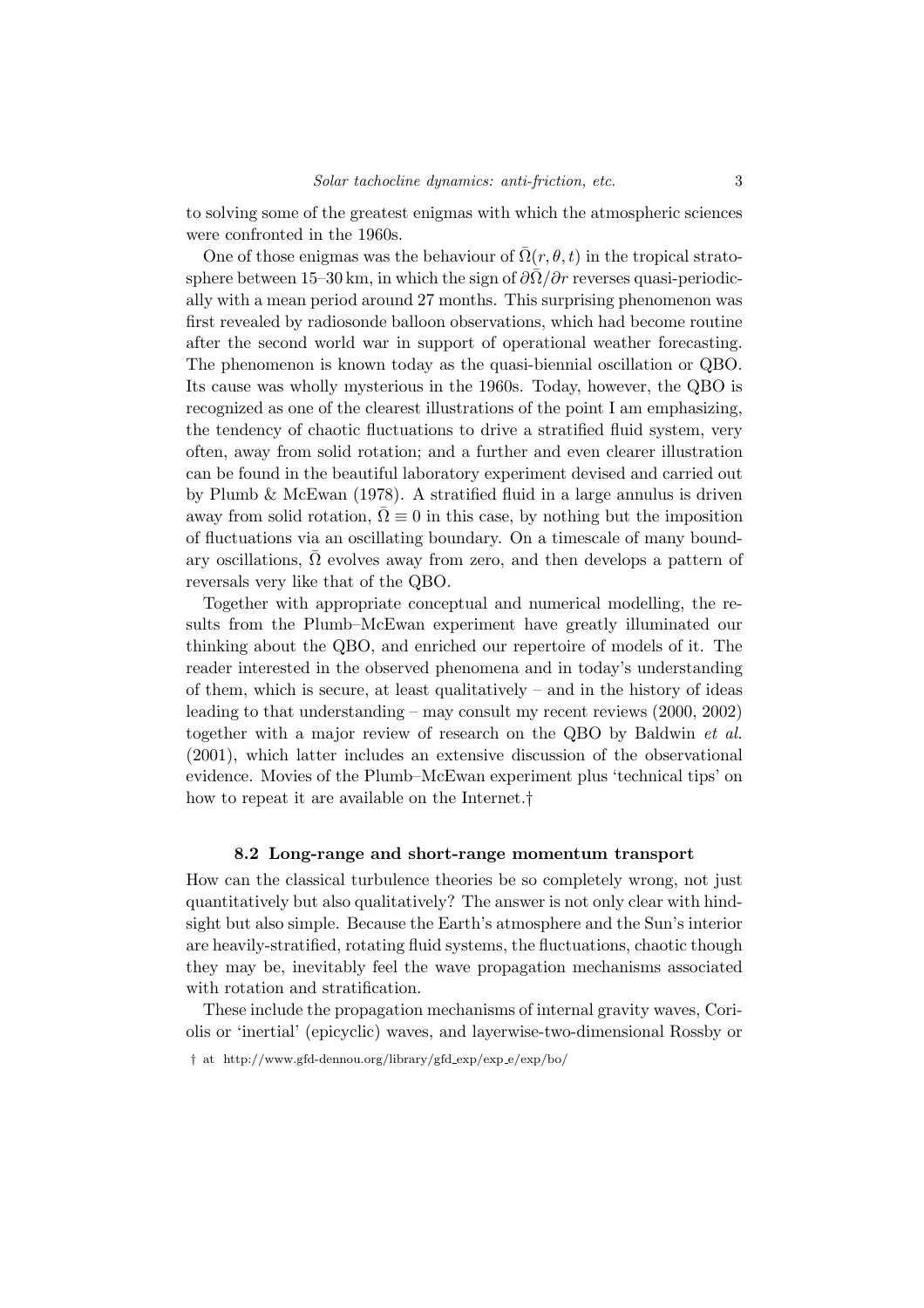to solving some of the greatest enigmas with which the atmospheric sciences were confronted in the 1960s.

One of those enigmas was the behaviour of $\bar{\Omega}(r, \theta, t)$ in the tropical stratosphere between 15–30 km, in which the sign of $\partial\bar{\Omega}/\partial r$ reverses quasi-periodically with a mean period around 27 months. This surprising phenomenon was first revealed by radiosonde balloon observations, which had become routine after the second world war in support of operational weather forecasting. The phenomenon is known today as the quasi-biennial oscillation or QBO. Its cause was wholly mysterious in the 1960s. Today, however, the QBO is recognized as one of the clearest illustrations of the point I am emphasizing, the tendency of chaotic fluctuations to drive a stratified fluid system, very often, away from solid rotation; and a further and even clearer illustration can be found in the beautiful laboratory experiment devised and carried out by Plumb & McEwan (1978). A stratified fluid in a large annulus is driven away from solid rotation, $\bar{\Omega} \equiv 0$ in this case, by nothing but the imposition of fluctuations via an oscillating boundary. On a timescale of many boundary oscillations, $\bar{\Omega}$ evolves away from zero, and then develops a pattern of reversals very like that of the QBO.

Together with appropriate conceptual and numerical modelling, the results from the Plumb–McEwan experiment have greatly illuminated our thinking about the QBO, and enriched our repertoire of models of it. The reader interested in the observed phenomena and in today's understanding of them, which is secure, at least qualitatively – and in the history of ideas leading to that understanding – may consult my recent reviews (2000, 2002) together with a major review of research on the QBO by Baldwin *et al.* (2001), which latter includes an extensive discussion of the observational evidence. Movies of the Plumb–McEwan experiment plus 'technical tips' on how to repeat it are available on the Internet.†

### 8.2 Long-range and short-range momentum transport

How can the classical turbulence theories be so completely wrong, not just quantitatively but also qualitatively? The answer is not only clear with hindsight but also simple. Because the Earth's atmosphere and the Sun's interior are heavily-stratified, rotating fluid systems, the fluctuations, chaotic though they may be, inevitably feel the wave propagation mechanisms associated with rotation and stratification.

These include the propagation mechanisms of internal gravity waves, Coriolis or 'inertial' (epicyclic) waves, and layerwise-two-dimensional Rossby or

† at http://www.gfd-dennou.org/library/gfd_exp/exp_e/exp/bo/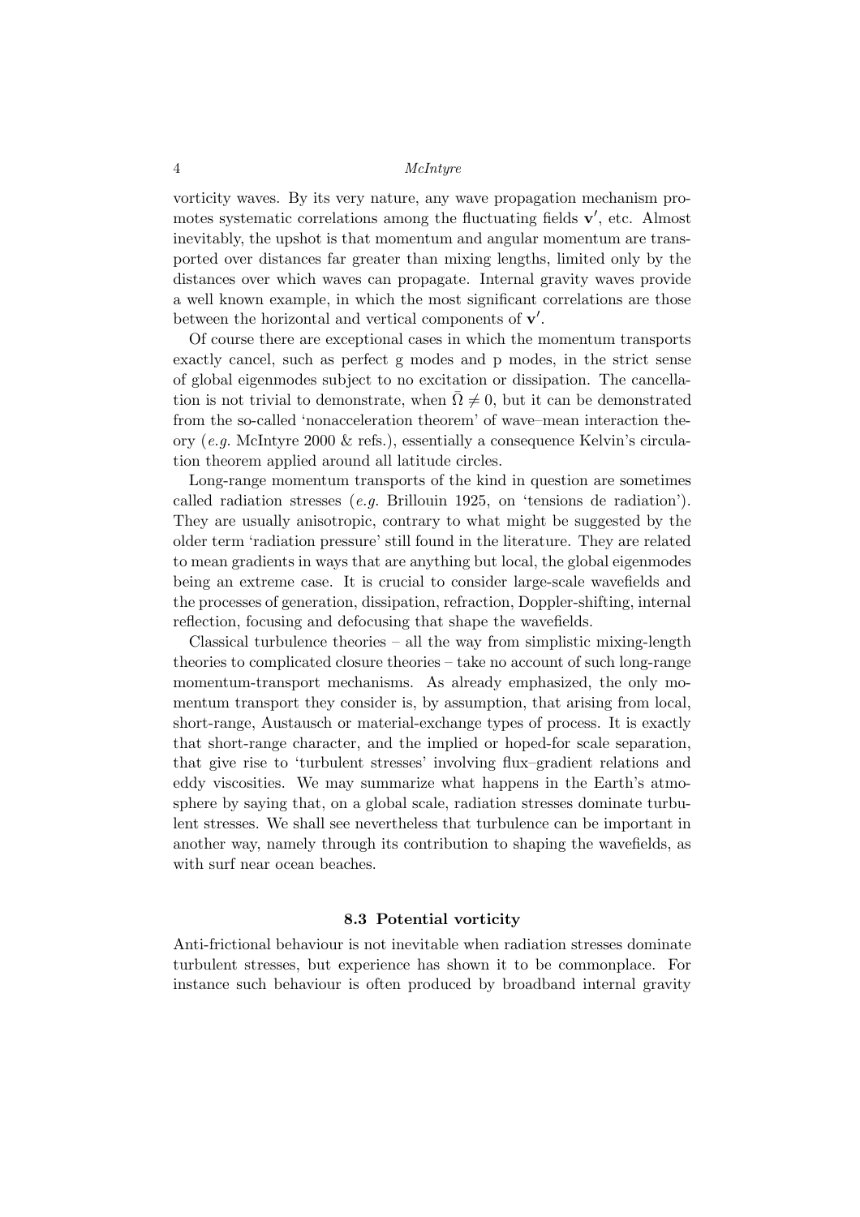vorticity waves. By its very nature, any wave propagation mechanism promotes systematic correlations among the fluctuating fields $\mathbf{v}'$, etc. Almost inevitably, the upshot is that momentum and angular momentum are transported over distances far greater than mixing lengths, limited only by the distances over which waves can propagate. Internal gravity waves provide a well known example, in which the most significant correlations are those between the horizontal and vertical components of $\mathbf{v}'$.

Of course there are exceptional cases in which the momentum transports exactly cancel, such as perfect g modes and p modes, in the strict sense of global eigenmodes subject to no excitation or dissipation. The cancellation is not trivial to demonstrate, when $\bar{\Omega} \neq 0$, but it can be demonstrated from the so-called 'nonacceleration theorem' of wave–mean interaction theory (*e.g.* McIntyre 2000 & refs.), essentially a consequence Kelvin's circulation theorem applied around all latitude circles.

Long-range momentum transports of the kind in question are sometimes called radiation stresses (*e.g.* Brillouin 1925, on 'tensions de radiation'). They are usually anisotropic, contrary to what might be suggested by the older term 'radiation pressure' still found in the literature. They are related to mean gradients in ways that are anything but local, the global eigenmodes being an extreme case. It is crucial to consider large-scale wavefields and the processes of generation, dissipation, refraction, Doppler-shifting, internal reflection, focusing and defocusing that shape the wavefields.

Classical turbulence theories – all the way from simplistic mixing-length theories to complicated closure theories – take no account of such long-range momentum-transport mechanisms. As already emphasized, the only momentum transport they consider is, by assumption, that arising from local, short-range, Austausch or material-exchange types of process. It is exactly that short-range character, and the implied or hoped-for scale separation, that give rise to 'turbulent stresses' involving flux–gradient relations and eddy viscosities. We may summarize what happens in the Earth's atmosphere by saying that, on a global scale, radiation stresses dominate turbulent stresses. We shall see nevertheless that turbulence can be important in another way, namely through its contribution to shaping the wavefields, as with surf near ocean beaches.

### 8.3 Potential vorticity

Anti-frictional behaviour is not inevitable when radiation stresses dominate turbulent stresses, but experience has shown it to be commonplace. For instance such behaviour is often produced by broadband internal gravity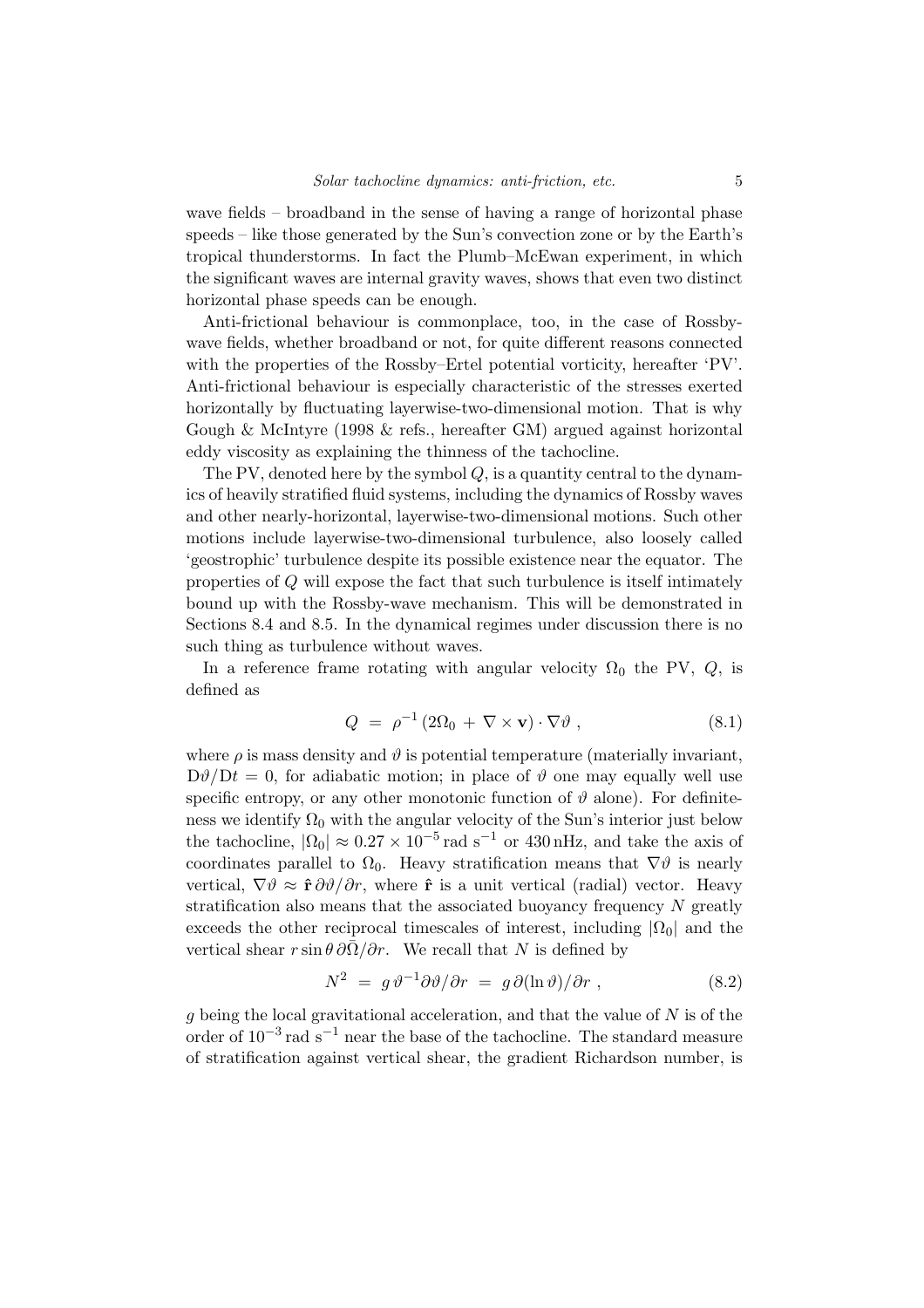wave fields – broadband in the sense of having a range of horizontal phase speeds – like those generated by the Sun's convection zone or by the Earth's tropical thunderstorms. In fact the Plumb–McEwan experiment, in which the significant waves are internal gravity waves, shows that even two distinct horizontal phase speeds can be enough.

Anti-frictional behaviour is commonplace, too, in the case of Rossby-wave fields, whether broadband or not, for quite different reasons connected with the properties of the Rossby–Ertel potential vorticity, hereafter 'PV'. Anti-frictional behaviour is especially characteristic of the stresses exerted horizontally by fluctuating layerwise-two-dimensional motion. That is why Gough & McIntyre (1998 & refs., hereafter GM) argued against horizontal eddy viscosity as explaining the thinness of the tachocline.

The PV, denoted here by the symbol $Q$, is a quantity central to the dynamics of heavily stratified fluid systems, including the dynamics of Rossby waves and other nearly-horizontal, layerwise-two-dimensional motions. Such other motions include layerwise-two-dimensional turbulence, also loosely called 'geostrophic' turbulence despite its possible existence near the equator. The properties of $Q$ will expose the fact that such turbulence is itself intimately bound up with the Rossby-wave mechanism. This will be demonstrated in Sections 8.4 and 8.5. In the dynamical regimes under discussion there is no such thing as turbulence without waves.

In a reference frame rotating with angular velocity $\Omega_0$ the PV, $Q$, is defined as

$$Q \ = \ \rho^{-1} \, (2\Omega_0 \, + \, \nabla \times \mathbf{v}) \cdot \nabla \vartheta \ , \tag{8.1}$$

where $\rho$ is mass density and $\vartheta$ is potential temperature (materially invariant, $\mathrm{D}\vartheta/\mathrm{D}t = 0$, for adiabatic motion; in place of $\vartheta$ one may equally well use specific entropy, or any other monotonic function of $\vartheta$ alone). For definiteness we identify $\Omega_0$ with the angular velocity of the Sun's interior just below the tachocline, $|\Omega_0| \approx 0.27 \times 10^{-5}\,\mathrm{rad\ s^{-1}}$ or $430\,\mathrm{nHz}$, and take the axis of coordinates parallel to $\Omega_0$. Heavy stratification means that $\nabla\vartheta$ is nearly vertical, $\nabla\vartheta \approx \hat{\mathbf{r}}\,\partial\vartheta/\partial r$, where $\hat{\mathbf{r}}$ is a unit vertical (radial) vector. Heavy stratification also means that the associated buoyancy frequency $N$ greatly exceeds the other reciprocal timescales of interest, including $|\Omega_0|$ and the vertical shear $r \sin\theta\, \partial\bar{\Omega}/\partial r$. We recall that $N$ is defined by

$$N^2 \ = \ g\,\vartheta^{-1} \partial\vartheta/\partial r \ = \ g\,\partial(\ln\vartheta)/\partial r \ , \tag{8.2}$$

$g$ being the local gravitational acceleration, and that the value of $N$ is of the order of $10^{-3}\,\mathrm{rad\ s^{-1}}$ near the base of the tachocline. The standard measure of stratification against vertical shear, the gradient Richardson number, is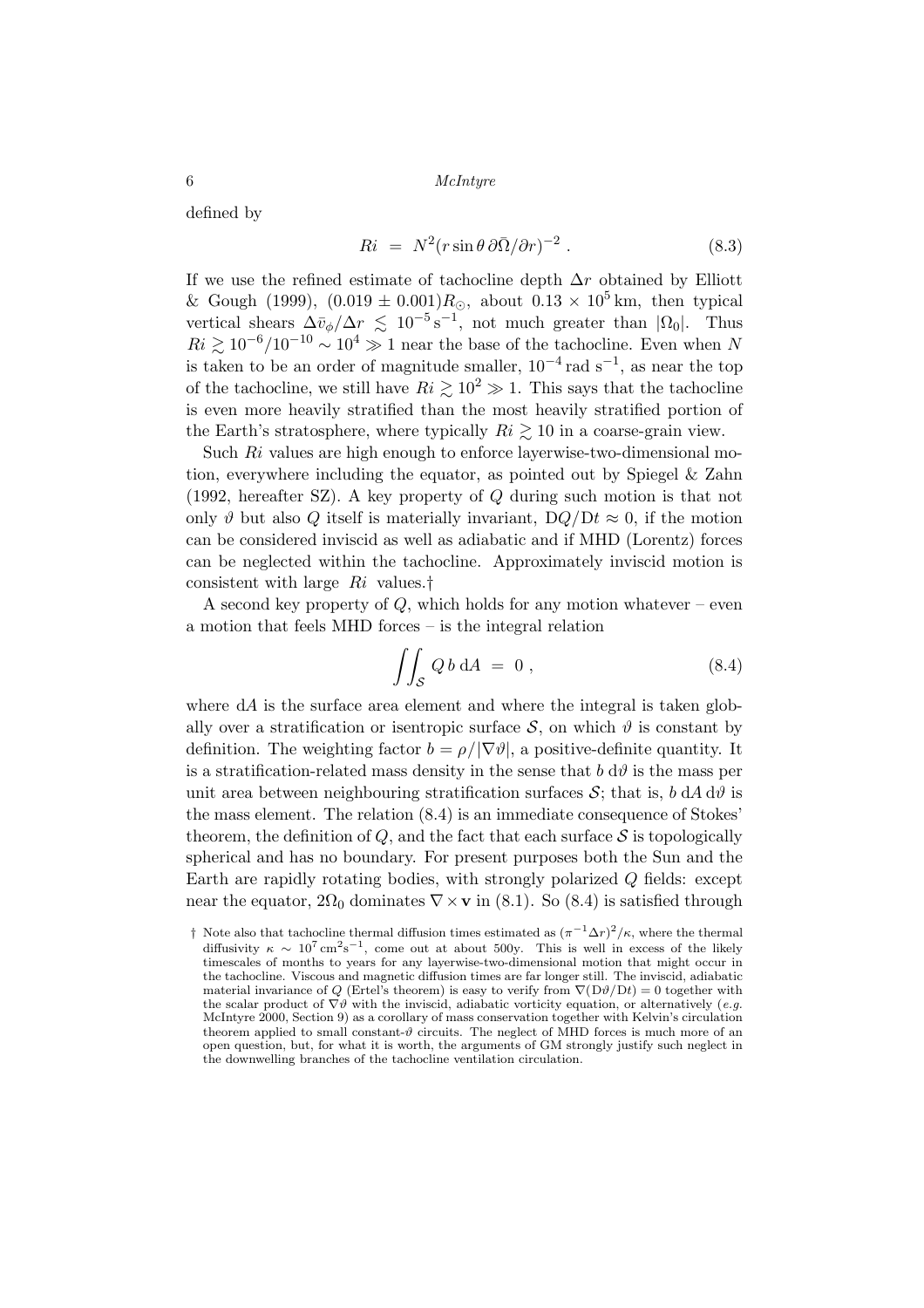defined by

$$Ri \;=\; N^2(r\sin\theta\,\partial\bar{\Omega}/\partial r)^{-2}\;. \tag{8.3}$$

If we use the refined estimate of tachocline depth $\Delta r$ obtained by Elliott & Gough (1999), $(0.019 \pm 0.001)R_\odot$, about $0.13 \times 10^5\,\mathrm{km}$, then typical vertical shears $\Delta\bar{v}_\phi/\Delta r \lesssim 10^{-5}\,\mathrm{s}^{-1}$, not much greater than $|\Omega_0|$. Thus $Ri \gtrsim 10^{-6}/10^{-10} \sim 10^4 \gg 1$ near the base of the tachocline. Even when $N$ is taken to be an order of magnitude smaller, $10^{-4}\,\mathrm{rad\ s}^{-1}$, as near the top of the tachocline, we still have $Ri \gtrsim 10^2 \gg 1$. This says that the tachocline is even more heavily stratified than the most heavily stratified portion of the Earth's stratosphere, where typically $Ri \gtrsim 10$ in a coarse-grain view.

Such $Ri$ values are high enough to enforce layerwise-two-dimensional motion, everywhere including the equator, as pointed out by Spiegel & Zahn (1992, hereafter SZ). A key property of $Q$ during such motion is that not only $\vartheta$ but also $Q$ itself is materially invariant, $\mathrm{D}Q/\mathrm{D}t \approx 0$, if the motion can be considered inviscid as well as adiabatic and if MHD (Lorentz) forces can be neglected within the tachocline. Approximately inviscid motion is consistent with large $Ri$ values.†

A second key property of $Q$, which holds for any motion whatever – even a motion that feels MHD forces – is the integral relation

$$\iint_{\mathcal{S}} Q\,b\,\mathrm{d}A \;=\; 0\;, \tag{8.4}$$

where $\mathrm{d}A$ is the surface area element and where the integral is taken globally over a stratification or isentropic surface $\mathcal{S}$, on which $\vartheta$ is constant by definition. The weighting factor $b = \rho/|\nabla\vartheta|$, a positive-definite quantity. It is a stratification-related mass density in the sense that $b\,\mathrm{d}\vartheta$ is the mass per unit area between neighbouring stratification surfaces $\mathcal{S}$; that is, $b\,\mathrm{d}A\,\mathrm{d}\vartheta$ is the mass element. The relation (8.4) is an immediate consequence of Stokes' theorem, the definition of $Q$, and the fact that each surface $\mathcal{S}$ is topologically spherical and has no boundary. For present purposes both the Sun and the Earth are rapidly rotating bodies, with strongly polarized $Q$ fields: except near the equator, $2\Omega_0$ dominates $\nabla\times\mathbf{v}$ in (8.1). So (8.4) is satisfied through

† Note also that tachocline thermal diffusion times estimated as $(\pi^{-1}\Delta r)^2/\kappa$, where the thermal diffusivity $\kappa \sim 10^7\,\mathrm{cm}^2\mathrm{s}^{-1}$, come out at about 500y. This is well in excess of the likely timescales of months to years for any layerwise-two-dimensional motion that might occur in the tachocline. Viscous and magnetic diffusion times are far longer still. The inviscid, adiabatic material invariance of $Q$ (Ertel's theorem) is easy to verify from $\nabla(\mathrm{D}\vartheta/\mathrm{D}t) = 0$ together with the scalar product of $\nabla\vartheta$ with the inviscid, adiabatic vorticity equation, or alternatively (*e.g.* McIntyre 2000, Section 9) as a corollary of mass conservation together with Kelvin's circulation theorem applied to small constant-$\vartheta$ circuits. The neglect of MHD forces is much more of an open question, but, for what it is worth, the arguments of GM strongly justify such neglect in the downwelling branches of the tachocline ventilation circulation.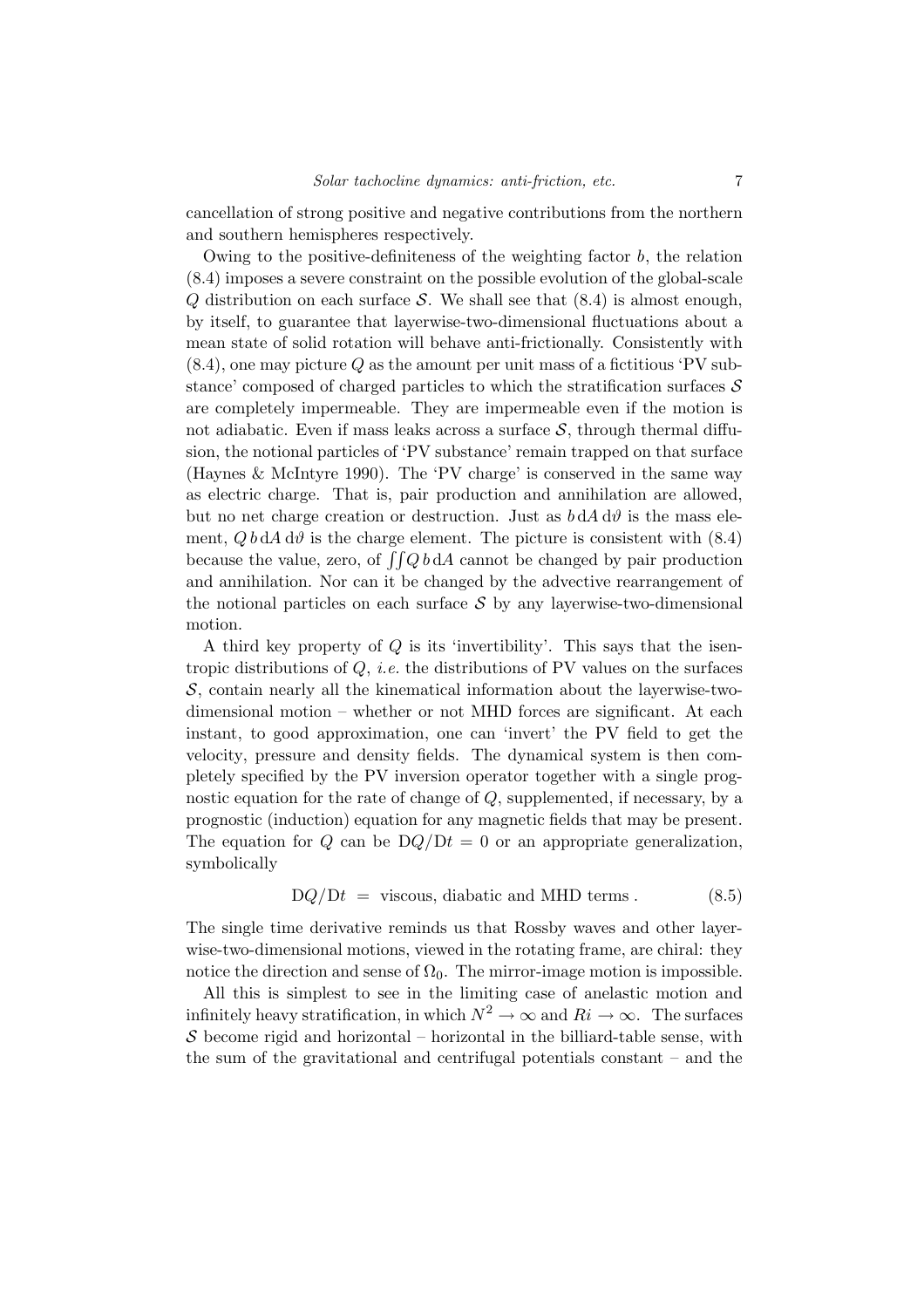cancellation of strong positive and negative contributions from the northern and southern hemispheres respectively.

Owing to the positive-definiteness of the weighting factor $b$, the relation (8.4) imposes a severe constraint on the possible evolution of the global-scale $Q$ distribution on each surface $\mathcal{S}$. We shall see that (8.4) is almost enough, by itself, to guarantee that layerwise-two-dimensional fluctuations about a mean state of solid rotation will behave anti-frictionally. Consistently with (8.4), one may picture $Q$ as the amount per unit mass of a fictitious 'PV substance' composed of charged particles to which the stratification surfaces $\mathcal{S}$ are completely impermeable. They are impermeable even if the motion is not adiabatic. Even if mass leaks across a surface $\mathcal{S}$, through thermal diffusion, the notional particles of 'PV substance' remain trapped on that surface (Haynes & McIntyre 1990). The 'PV charge' is conserved in the same way as electric charge. That is, pair production and annihilation are allowed, but no net charge creation or destruction. Just as $b\,\mathrm{d}A\,\mathrm{d}\vartheta$ is the mass element, $Q\,b\,\mathrm{d}A\,\mathrm{d}\vartheta$ is the charge element. The picture is consistent with (8.4) because the value, zero, of $\iint Q\,b\,\mathrm{d}A$ cannot be changed by pair production and annihilation. Nor can it be changed by the advective rearrangement of the notional particles on each surface $\mathcal{S}$ by any layerwise-two-dimensional motion.

A third key property of $Q$ is its 'invertibility'. This says that the isentropic distributions of $Q$, *i.e.* the distributions of PV values on the surfaces $\mathcal{S}$, contain nearly all the kinematical information about the layerwise-two-dimensional motion – whether or not MHD forces are significant. At each instant, to good approximation, one can 'invert' the PV field to get the velocity, pressure and density fields. The dynamical system is then completely specified by the PV inversion operator together with a single prognostic equation for the rate of change of $Q$, supplemented, if necessary, by a prognostic (induction) equation for any magnetic fields that may be present. The equation for $Q$ can be $\mathrm{D}Q/\mathrm{D}t = 0$ or an appropriate generalization, symbolically

$$\mathrm{D}Q/\mathrm{D}t \;=\; \text{viscous, diabatic and MHD terms}\,. \tag{8.5}$$

The single time derivative reminds us that Rossby waves and other layerwise-two-dimensional motions, viewed in the rotating frame, are chiral: they notice the direction and sense of $\Omega_0$. The mirror-image motion is impossible.

All this is simplest to see in the limiting case of anelastic motion and infinitely heavy stratification, in which $N^2 \to \infty$ and $Ri \to \infty$. The surfaces $\mathcal{S}$ become rigid and horizontal – horizontal in the billiard-table sense, with the sum of the gravitational and centrifugal potentials constant – and the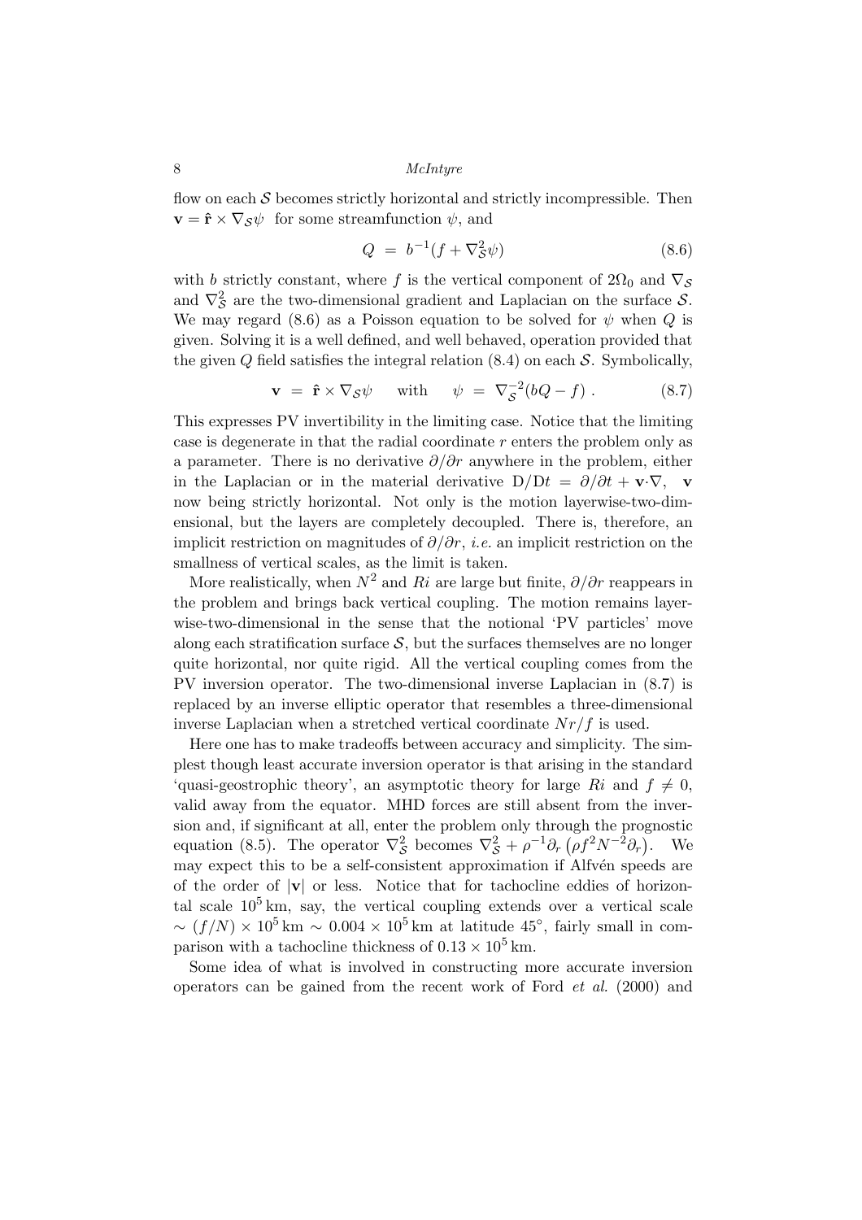flow on each $\mathcal{S}$ becomes strictly horizontal and strictly incompressible. Then $\mathbf{v} = \hat{\mathbf{r}} \times \nabla_{\mathcal{S}}\psi$ for some streamfunction $\psi$, and

$$Q \;=\; b^{-1}(f + \nabla_{\mathcal{S}}^2\psi) \tag{8.6}$$

with $b$ strictly constant, where $f$ is the vertical component of $2\Omega_0$ and $\nabla_{\mathcal{S}}$ and $\nabla_{\mathcal{S}}^2$ are the two-dimensional gradient and Laplacian on the surface $\mathcal{S}$. We may regard (8.6) as a Poisson equation to be solved for $\psi$ when $Q$ is given. Solving it is a well defined, and well behaved, operation provided that the given $Q$ field satisfies the integral relation (8.4) on each $\mathcal{S}$. Symbolically,

$$\mathbf{v} \;=\; \hat{\mathbf{r}} \times \nabla_{\mathcal{S}}\psi \qquad \text{with} \qquad \psi \;=\; \nabla_{\mathcal{S}}^{-2}(bQ - f)\ . \tag{8.7}$$

This expresses PV invertibility in the limiting case. Notice that the limiting case is degenerate in that the radial coordinate $r$ enters the problem only as a parameter. There is no derivative $\partial/\partial r$ anywhere in the problem, either in the Laplacian or in the material derivative $\mathrm{D}/\mathrm{D}t = \partial/\partial t + \mathbf{v}\cdot\nabla$, $\mathbf{v}$ now being strictly horizontal. Not only is the motion layerwise-two-dimensional, but the layers are completely decoupled. There is, therefore, an implicit restriction on magnitudes of $\partial/\partial r$, *i.e.* an implicit restriction on the smallness of vertical scales, as the limit is taken.

More realistically, when $N^2$ and $Ri$ are large but finite, $\partial/\partial r$ reappears in the problem and brings back vertical coupling. The motion remains layerwise-two-dimensional in the sense that the notional 'PV particles' move along each stratification surface $\mathcal{S}$, but the surfaces themselves are no longer quite horizontal, nor quite rigid. All the vertical coupling comes from the PV inversion operator. The two-dimensional inverse Laplacian in (8.7) is replaced by an inverse elliptic operator that resembles a three-dimensional inverse Laplacian when a stretched vertical coordinate $Nr/f$ is used.

Here one has to make tradeoffs between accuracy and simplicity. The simplest though least accurate inversion operator is that arising in the standard 'quasi-geostrophic theory', an asymptotic theory for large $Ri$ and $f \neq 0$, valid away from the equator. MHD forces are still absent from the inversion and, if significant at all, enter the problem only through the prognostic equation (8.5). The operator $\nabla_{\mathcal{S}}^2$ becomes $\nabla_{\mathcal{S}}^2 + \rho^{-1}\partial_r\left(\rho f^2 N^{-2}\partial_r\right)$. We may expect this to be a self-consistent approximation if Alfvén speeds are of the order of $|\mathbf{v}|$ or less. Notice that for tachocline eddies of horizontal scale $10^5\,\mathrm{km}$, say, the vertical coupling extends over a vertical scale $\sim (f/N) \times 10^5\,\mathrm{km} \sim 0.004 \times 10^5\,\mathrm{km}$ at latitude $45^\circ$, fairly small in comparison with a tachocline thickness of $0.13 \times 10^5\,\mathrm{km}$.

Some idea of what is involved in constructing more accurate inversion operators can be gained from the recent work of Ford *et al.* (2000) and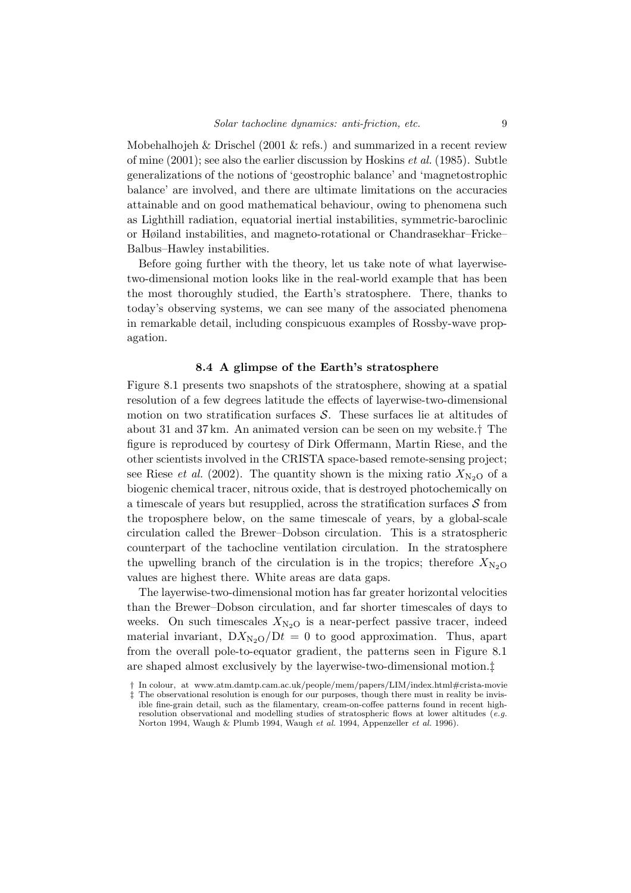Mobehalhojeh & Drischel (2001 & refs.) and summarized in a recent review of mine (2001); see also the earlier discussion by Hoskins *et al.* (1985). Subtle generalizations of the notions of 'geostrophic balance' and 'magnetostrophic balance' are involved, and there are ultimate limitations on the accuracies attainable and on good mathematical behaviour, owing to phenomena such as Lighthill radiation, equatorial inertial instabilities, symmetric-baroclinic or Høiland instabilities, and magneto-rotational or Chandrasekhar–Fricke–Balbus–Hawley instabilities.

Before going further with the theory, let us take note of what layerwise-two-dimensional motion looks like in the real-world example that has been the most thoroughly studied, the Earth's stratosphere. There, thanks to today's observing systems, we can see many of the associated phenomena in remarkable detail, including conspicuous examples of Rossby-wave propagation.

### 8.4 A glimpse of the Earth's stratosphere

Figure 8.1 presents two snapshots of the stratosphere, showing at a spatial resolution of a few degrees latitude the effects of layerwise-two-dimensional motion on two stratification surfaces $\mathcal{S}$. These surfaces lie at altitudes of about 31 and 37 km. An animated version can be seen on my website.† The figure is reproduced by courtesy of Dirk Offermann, Martin Riese, and the other scientists involved in the CRISTA space-based remote-sensing project; see Riese *et al.* (2002). The quantity shown is the mixing ratio $X_{\mathrm{N_2O}}$ of a biogenic chemical tracer, nitrous oxide, that is destroyed photochemically on a timescale of years but resupplied, across the stratification surfaces $\mathcal{S}$ from the troposphere below, on the same timescale of years, by a global-scale circulation called the Brewer–Dobson circulation. This is a stratospheric counterpart of the tachocline ventilation circulation. In the stratosphere the upwelling branch of the circulation is in the tropics; therefore $X_{\mathrm{N_2O}}$ values are highest there. White areas are data gaps.

The layerwise-two-dimensional motion has far greater horizontal velocities than the Brewer–Dobson circulation, and far shorter timescales of days to weeks. On such timescales $X_{\mathrm{N_2O}}$ is a near-perfect passive tracer, indeed material invariant, $\mathrm{D}X_{\mathrm{N_2O}}/\mathrm{D}t = 0$ to good approximation. Thus, apart from the overall pole-to-equator gradient, the patterns seen in Figure 8.1 are shaped almost exclusively by the layerwise-two-dimensional motion.‡

† In colour, at www.atm.damtp.cam.ac.uk/people/mem/papers/LIM/index.html#crista-movie

‡ The observational resolution is enough for our purposes, though there must in reality be invisible fine-grain detail, such as the filamentary, cream-on-coffee patterns found in recent high-resolution observational and modelling studies of stratospheric flows at lower altitudes (*e.g.* Norton 1994, Waugh & Plumb 1994, Waugh *et al.* 1994, Appenzeller *et al.* 1996).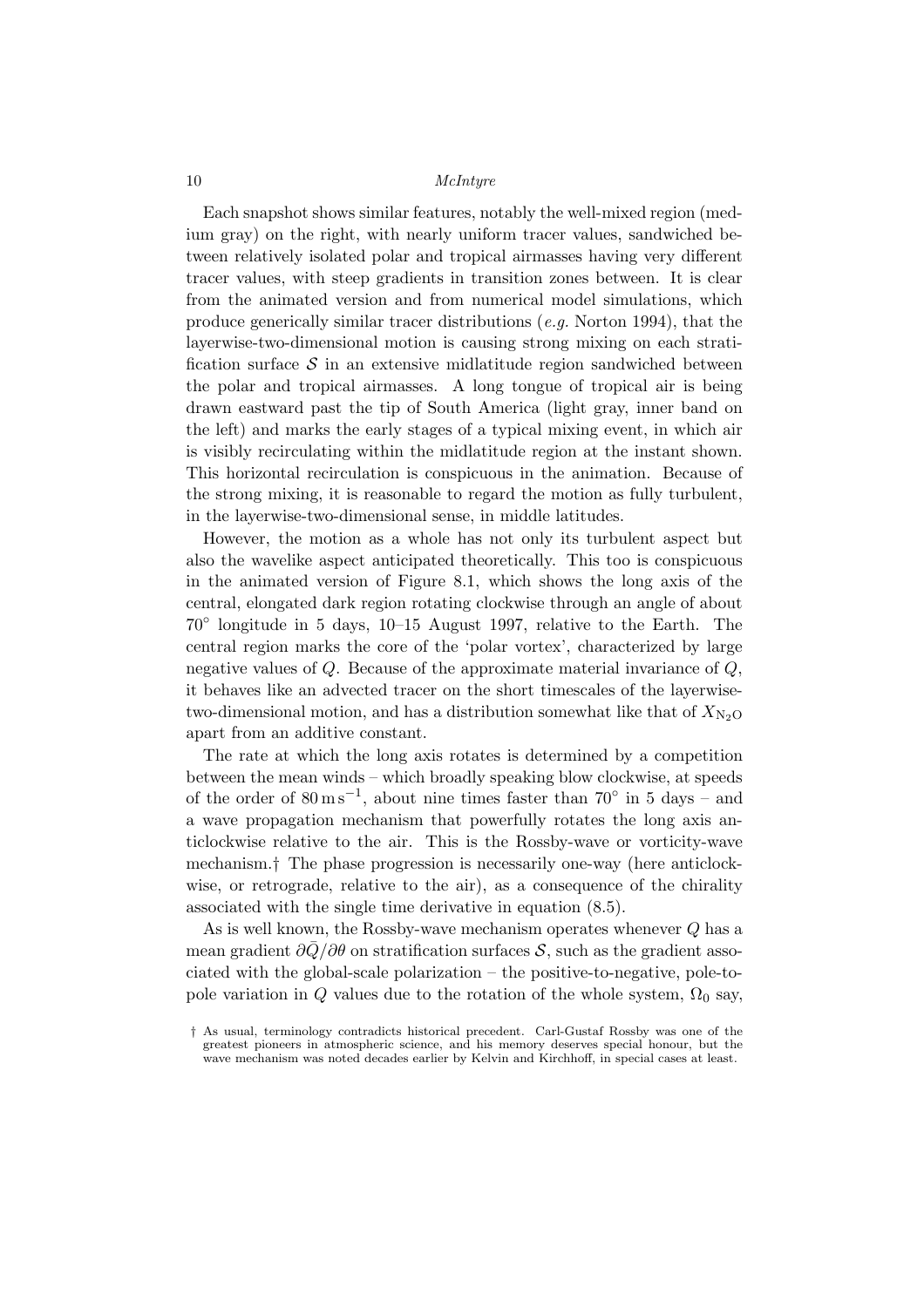Each snapshot shows similar features, notably the well-mixed region (medium gray) on the right, with nearly uniform tracer values, sandwiched between relatively isolated polar and tropical airmasses having very different tracer values, with steep gradients in transition zones between. It is clear from the animated version and from numerical model simulations, which produce generically similar tracer distributions (*e.g.* Norton 1994), that the layerwise-two-dimensional motion is causing strong mixing on each stratification surface $\mathcal{S}$ in an extensive midlatitude region sandwiched between the polar and tropical airmasses. A long tongue of tropical air is being drawn eastward past the tip of South America (light gray, inner band on the left) and marks the early stages of a typical mixing event, in which air is visibly recirculating within the midlatitude region at the instant shown. This horizontal recirculation is conspicuous in the animation. Because of the strong mixing, it is reasonable to regard the motion as fully turbulent, in the layerwise-two-dimensional sense, in middle latitudes.

However, the motion as a whole has not only its turbulent aspect but also the wavelike aspect anticipated theoretically. This too is conspicuous in the animated version of Figure 8.1, which shows the long axis of the central, elongated dark region rotating clockwise through an angle of about $70^\circ$ longitude in 5 days, 10–15 August 1997, relative to the Earth. The central region marks the core of the 'polar vortex', characterized by large negative values of $Q$. Because of the approximate material invariance of $Q$, it behaves like an advected tracer on the short timescales of the layerwise-two-dimensional motion, and has a distribution somewhat like that of $X_{\mathrm{N_2O}}$ apart from an additive constant.

The rate at which the long axis rotates is determined by a competition between the mean winds – which broadly speaking blow clockwise, at speeds of the order of $80\,\mathrm{m\,s^{-1}}$, about nine times faster than $70^\circ$ in 5 days – and a wave propagation mechanism that powerfully rotates the long axis anticlockwise relative to the air. This is the Rossby-wave or vorticity-wave mechanism.† The phase progression is necessarily one-way (here anticlockwise, or retrograde, relative to the air), as a consequence of the chirality associated with the single time derivative in equation (8.5).

As is well known, the Rossby-wave mechanism operates whenever $Q$ has a mean gradient $\partial\bar{Q}/\partial\theta$ on stratification surfaces $\mathcal{S}$, such as the gradient associated with the global-scale polarization – the positive-to-negative, pole-to-pole variation in $Q$ values due to the rotation of the whole system, $\Omega_0$ say,

† As usual, terminology contradicts historical precedent. Carl-Gustaf Rossby was one of the greatest pioneers in atmospheric science, and his memory deserves special honour, but the wave mechanism was noted decades earlier by Kelvin and Kirchhoff, in special cases at least.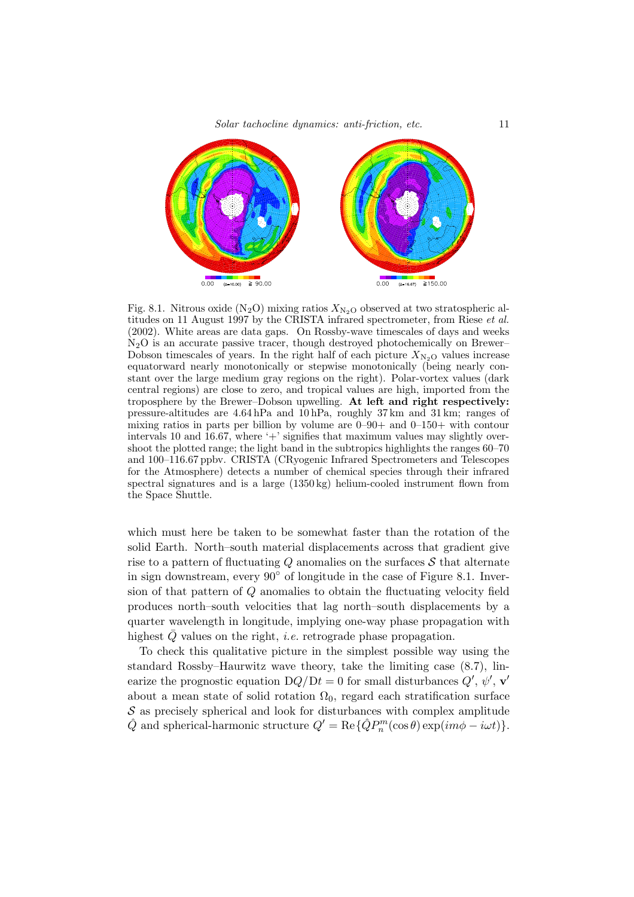Fig. 8.1. Nitrous oxide ($N_2O$) mixing ratios $X_{N_2O}$ observed at two stratospheric altitudes on 11 August 1997 by the CRISTA infrared spectrometer, from Riese *et al.* (2002). White areas are data gaps. On Rossby-wave timescales of days and weeks $N_2O$ is an accurate passive tracer, though destroyed photochemically on Brewer–Dobson timescales of years. In the right half of each picture $X_{N_2O}$ values increase equatorward nearly monotonically or stepwise monotonically (being nearly constant over the large medium gray regions on the right). Polar-vortex values (dark central regions) are close to zero, and tropical values are high, imported from the troposphere by the Brewer–Dobson upwelling. **At left and right respectively:** pressure-altitudes are 4.64 hPa and 10 hPa, roughly 37 km and 31 km; ranges of mixing ratios in parts per billion by volume are 0–90+ and 0–150+ with contour intervals 10 and 16.67, where '+' signifies that maximum values may slightly overshoot the plotted range; the light band in the subtropics highlights the ranges 60–70 and 100–116.67 ppbv. CRISTA (CRyogenic Infrared Spectrometers and Telescopes for the Atmosphere) detects a number of chemical species through their infrared spectral signatures and is a large (1350 kg) helium-cooled instrument flown from the Space Shuttle.

which must here be taken to be somewhat faster than the rotation of the solid Earth. North–south material displacements across that gradient give rise to a pattern of fluctuating $Q$ anomalies on the surfaces $\mathcal{S}$ that alternate in sign downstream, every $90^\circ$ of longitude in the case of Figure 8.1. Inversion of that pattern of $Q$ anomalies to obtain the fluctuating velocity field produces north–south velocities that lag north–south displacements by a quarter wavelength in longitude, implying one-way phase propagation with highest $\bar{Q}$ values on the right, *i.e.* retrograde phase propagation.

To check this qualitative picture in the simplest possible way using the standard Rossby–Haurwitz wave theory, take the limiting case (8.7), linearize the prognostic equation $\mathrm{D}Q/\mathrm{D}t = 0$ for small disturbances $Q'$, $\psi'$, $\mathbf{v}'$ about a mean state of solid rotation $\Omega_0$, regard each stratification surface $\mathcal{S}$ as precisely spherical and look for disturbances with complex amplitude $\hat{Q}$ and spherical-harmonic structure $Q' = \mathrm{Re}\{\hat{Q}P_n^m(\cos\theta)\exp(im\phi - i\omega t)\}$.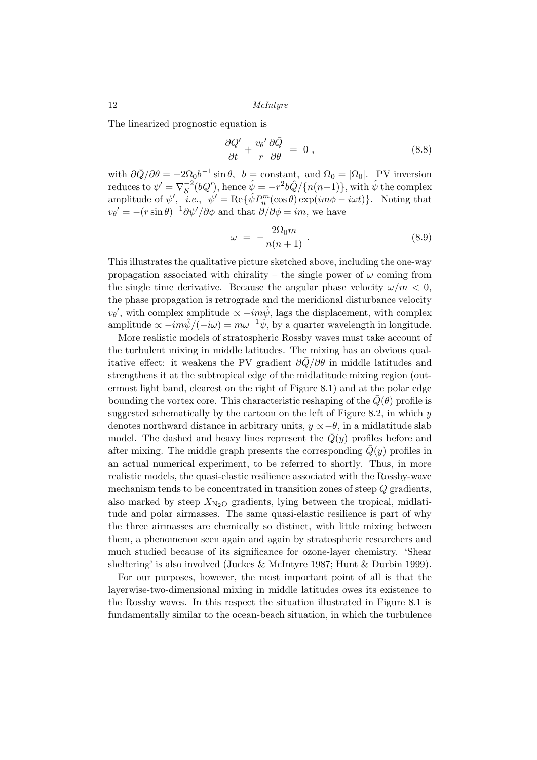The linearized prognostic equation is

$$\frac{\partial Q'}{\partial t} + \frac{v_\theta{}'}{r}\frac{\partial \bar{Q}}{\partial \theta} \;=\; 0 \;, \tag{8.8}$$

with $\partial\bar{Q}/\partial\theta = -2\Omega_0 b^{-1}\sin\theta$, $b$ = constant, and $\Omega_0 = |\Omega_0|$. PV inversion reduces to $\psi' = \nabla_{\mathcal{S}}^{-2}(bQ')$, hence $\hat{\psi} = -r^2 b\hat{Q}/\{n(n+1)\}$, with $\hat{\psi}$ the complex amplitude of $\psi'$, *i.e.*, $\psi' = \mathrm{Re}\{\hat{\psi}P_n^m(\cos\theta)\exp(im\phi - i\omega t)\}$. Noting that $v_\theta{}' = -(r\sin\theta)^{-1}\partial\psi'/\partial\phi$ and that $\partial/\partial\phi = im$, we have

$$\omega \;=\; -\frac{2\Omega_0 m}{n(n+1)} \;. \tag{8.9}$$

This illustrates the qualitative picture sketched above, including the one-way propagation associated with chirality – the single power of $\omega$ coming from the single time derivative. Because the angular phase velocity $\omega/m < 0$, the phase propagation is retrograde and the meridional disturbance velocity $v_\theta{}'$, with complex amplitude $\propto -im\hat{\psi}$, lags the displacement, with complex amplitude $\propto -im\hat{\psi}/(-i\omega) = m\omega^{-1}\hat{\psi}$, by a quarter wavelength in longitude.

More realistic models of stratospheric Rossby waves must take account of the turbulent mixing in middle latitudes. The mixing has an obvious qualitative effect: it weakens the PV gradient $\partial\bar{Q}/\partial\theta$ in middle latitudes and strengthens it at the subtropical edge of the midlatitude mixing region (outermost light band, clearest on the right of Figure 8.1) and at the polar edge bounding the vortex core. This characteristic reshaping of the $\bar{Q}(\theta)$ profile is suggested schematically by the cartoon on the left of Figure 8.2, in which $y$ denotes northward distance in arbitrary units, $y \propto -\theta$, in a midlatitude slab model. The dashed and heavy lines represent the $\bar{Q}(y)$ profiles before and after mixing. The middle graph presents the corresponding $\bar{Q}(y)$ profiles in an actual numerical experiment, to be referred to shortly. Thus, in more realistic models, the quasi-elastic resilience associated with the Rossby-wave mechanism tends to be concentrated in transition zones of steep $Q$ gradients, also marked by steep $X_{N_2O}$ gradients, lying between the tropical, midlatitude and polar airmasses. The same quasi-elastic resilience is part of why the three airmasses are chemically so distinct, with little mixing between them, a phenomenon seen again and again by stratospheric researchers and much studied because of its significance for ozone-layer chemistry. 'Shear sheltering' is also involved (Juckes & McIntyre 1987; Hunt & Durbin 1999).

For our purposes, however, the most important point of all is that the layerwise-two-dimensional mixing in middle latitudes owes its existence to the Rossby waves. In this respect the situation illustrated in Figure 8.1 is fundamentally similar to the ocean-beach situation, in which the turbulence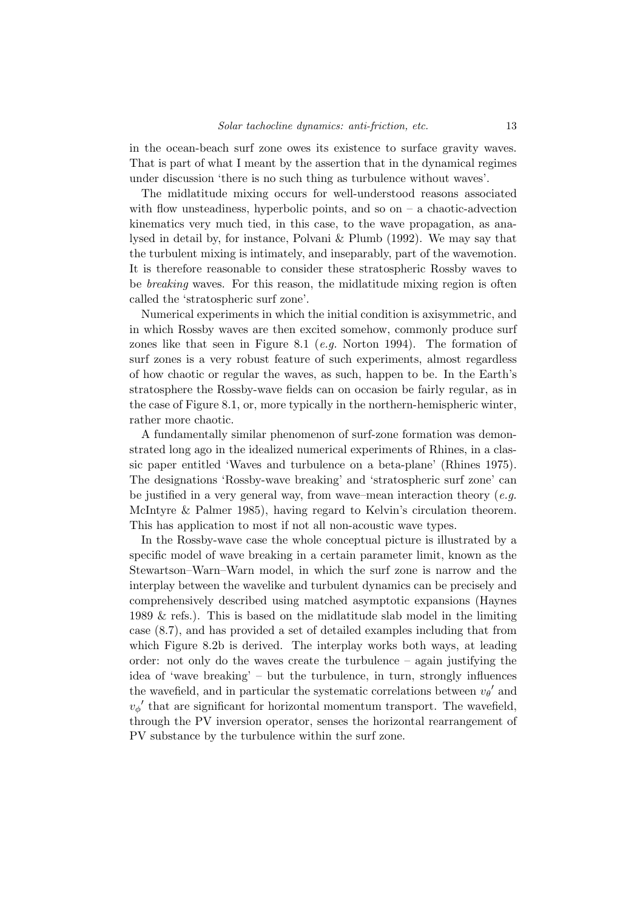in the ocean-beach surf zone owes its existence to surface gravity waves. That is part of what I meant by the assertion that in the dynamical regimes under discussion 'there is no such thing as turbulence without waves'.

The midlatitude mixing occurs for well-understood reasons associated with flow unsteadiness, hyperbolic points, and so on – a chaotic-advection kinematics very much tied, in this case, to the wave propagation, as analysed in detail by, for instance, Polvani & Plumb (1992). We may say that the turbulent mixing is intimately, and inseparably, part of the wavemotion. It is therefore reasonable to consider these stratospheric Rossby waves to be *breaking* waves. For this reason, the midlatitude mixing region is often called the 'stratospheric surf zone'.

Numerical experiments in which the initial condition is axisymmetric, and in which Rossby waves are then excited somehow, commonly produce surf zones like that seen in Figure 8.1 (*e.g.* Norton 1994). The formation of surf zones is a very robust feature of such experiments, almost regardless of how chaotic or regular the waves, as such, happen to be. In the Earth's stratosphere the Rossby-wave fields can on occasion be fairly regular, as in the case of Figure 8.1, or, more typically in the northern-hemispheric winter, rather more chaotic.

A fundamentally similar phenomenon of surf-zone formation was demonstrated long ago in the idealized numerical experiments of Rhines, in a classic paper entitled 'Waves and turbulence on a beta-plane' (Rhines 1975). The designations 'Rossby-wave breaking' and 'stratospheric surf zone' can be justified in a very general way, from wave–mean interaction theory (*e.g.* McIntyre & Palmer 1985), having regard to Kelvin's circulation theorem. This has application to most if not all non-acoustic wave types.

In the Rossby-wave case the whole conceptual picture is illustrated by a specific model of wave breaking in a certain parameter limit, known as the Stewartson–Warn–Warn model, in which the surf zone is narrow and the interplay between the wavelike and turbulent dynamics can be precisely and comprehensively described using matched asymptotic expansions (Haynes 1989 & refs.). This is based on the midlatitude slab model in the limiting case (8.7), and has provided a set of detailed examples including that from which Figure 8.2b is derived. The interplay works both ways, at leading order: not only do the waves create the turbulence – again justifying the idea of 'wave breaking' – but the turbulence, in turn, strongly influences the wavefield, and in particular the systematic correlations between $v_\theta{}'$ and $v_\phi{}'$ that are significant for horizontal momentum transport. The wavefield, through the PV inversion operator, senses the horizontal rearrangement of PV substance by the turbulence within the surf zone.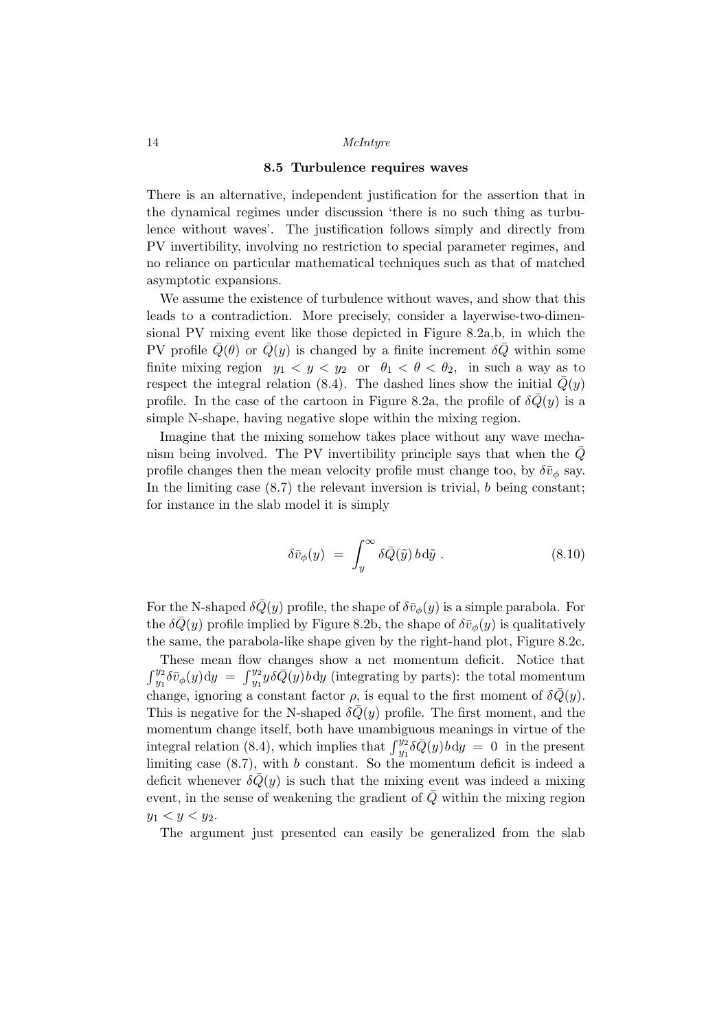### 8.5 Turbulence requires waves

There is an alternative, independent justification for the assertion that in the dynamical regimes under discussion 'there is no such thing as turbulence without waves'. The justification follows simply and directly from PV invertibility, involving no restriction to special parameter regimes, and no reliance on particular mathematical techniques such as that of matched asymptotic expansions.

We assume the existence of turbulence without waves, and show that this leads to a contradiction. More precisely, consider a layerwise-two-dimensional PV mixing event like those depicted in Figure 8.2a,b, in which the PV profile $\bar{Q}(\theta)$ or $\bar{Q}(y)$ is changed by a finite increment $\delta\bar{Q}$ within some finite mixing region $y_1 < y < y_2$ or $\theta_1 < \theta < \theta_2$, in such a way as to respect the integral relation (8.4). The dashed lines show the initial $\bar{Q}(y)$ profile. In the case of the cartoon in Figure 8.2a, the profile of $\delta\bar{Q}(y)$ is a simple N-shape, having negative slope within the mixing region.

Imagine that the mixing somehow takes place without any wave mechanism being involved. The PV invertibility principle says that when the $\bar{Q}$ profile changes then the mean velocity profile must change too, by $\delta\bar{v}_\phi$ say. In the limiting case (8.7) the relevant inversion is trivial, $b$ being constant; for instance in the slab model it is simply

$$\delta\bar{v}_\phi(y) \;=\; \int_y^\infty \delta\bar{Q}(\tilde{y})\, b\, \mathrm{d}\tilde{y}\;. \tag{8.10}$$

For the N-shaped $\delta\bar{Q}(y)$ profile, the shape of $\delta\bar{v}_\phi(y)$ is a simple parabola. For the $\delta\bar{Q}(y)$ profile implied by Figure 8.2b, the shape of $\delta\bar{v}_\phi(y)$ is qualitatively the same, the parabola-like shape given by the right-hand plot, Figure 8.2c.

These mean flow changes show a net momentum deficit. Notice that $\int_{y_1}^{y_2}\delta\bar{v}_\phi(y)\mathrm{d}y \;=\; \int_{y_1}^{y_2} y\,\delta\bar{Q}(y)\,b\,\mathrm{d}y$ (integrating by parts): the total momentum change, ignoring a constant factor $\rho$, is equal to the first moment of $\delta\bar{Q}(y)$. This is negative for the N-shaped $\delta\bar{Q}(y)$ profile. The first moment, and the momentum change itself, both have unambiguous meanings in virtue of the integral relation (8.4), which implies that $\int_{y_1}^{y_2}\delta\bar{Q}(y)\,b\,\mathrm{d}y \;=\; 0$ in the present limiting case (8.7), with $b$ constant. So the momentum deficit is indeed a deficit whenever $\delta\bar{Q}(y)$ is such that the mixing event was indeed a mixing event, in the sense of weakening the gradient of $\bar{Q}$ within the mixing region $y_1 < y < y_2$.

The argument just presented can easily be generalized from the slab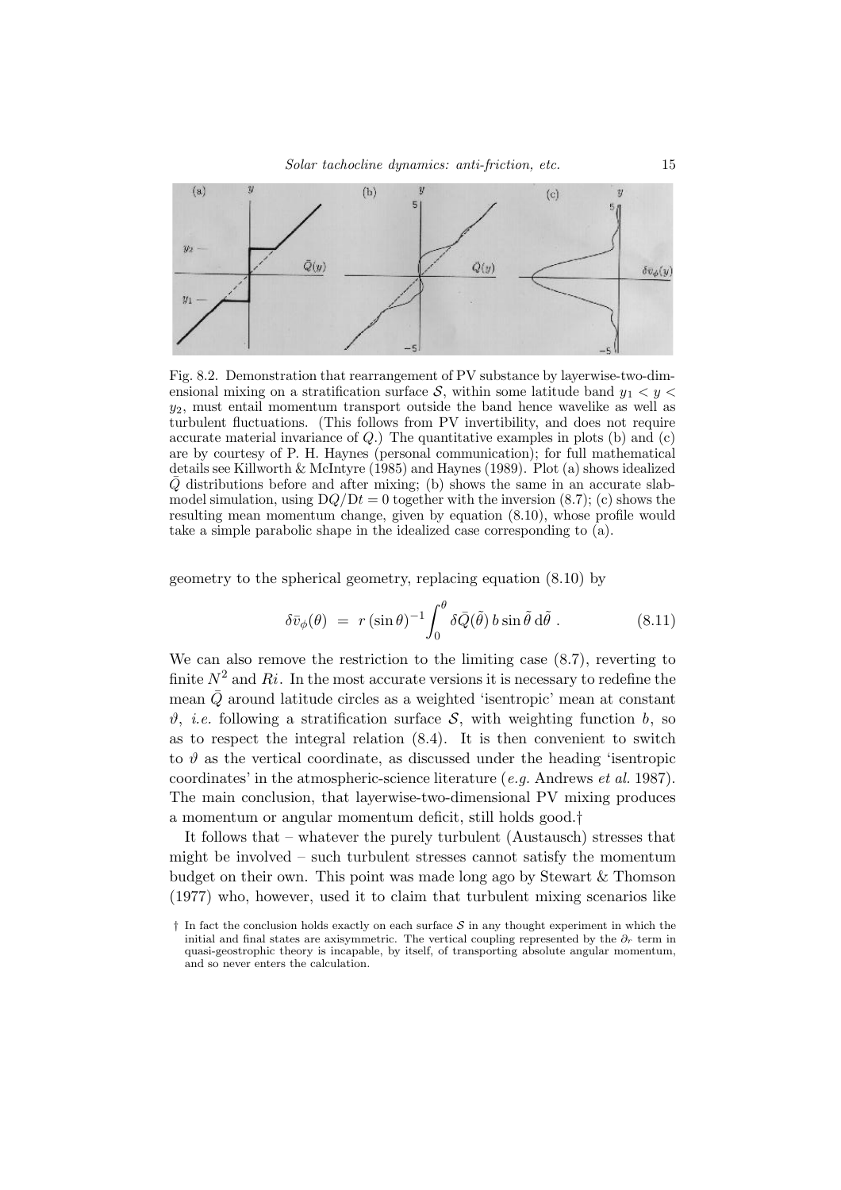Fig. 8.2. Demonstration that rearrangement of PV substance by layerwise-two-dimensional mixing on a stratification surface $\mathcal{S}$, within some latitude band $y_1 < y < y_2$, must entail momentum transport outside the band hence wavelike as well as turbulent fluctuations. (This follows from PV invertibility, and does not require accurate material invariance of $Q$.) The quantitative examples in plots (b) and (c) are by courtesy of P. H. Haynes (personal communication); for full mathematical details see Killworth & McIntyre (1985) and Haynes (1989). Plot (a) shows idealized $\bar{Q}$ distributions before and after mixing; (b) shows the same in an accurate slab-model simulation, using $\mathrm{D}Q/\mathrm{D}t = 0$ together with the inversion (8.7); (c) shows the resulting mean momentum change, given by equation (8.10), whose profile would take a simple parabolic shape in the idealized case corresponding to (a).

geometry to the spherical geometry, replacing equation (8.10) by

$$\delta\bar{v}_\phi(\theta) \;=\; r\,(\sin\theta)^{-1}\int_0^\theta \delta\bar{Q}(\tilde{\theta})\,b\sin\tilde{\theta}\,\mathrm{d}\tilde{\theta}\;. \tag{8.11}$$

We can also remove the restriction to the limiting case (8.7), reverting to finite $N^2$ and $Ri$. In the most accurate versions it is necessary to redefine the mean $\bar{Q}$ around latitude circles as a weighted 'isentropic' mean at constant $\vartheta$, *i.e.* following a stratification surface $\mathcal{S}$, with weighting function $b$, so as to respect the integral relation (8.4). It is then convenient to switch to $\vartheta$ as the vertical coordinate, as discussed under the heading 'isentropic coordinates' in the atmospheric-science literature (*e.g.* Andrews *et al.* 1987). The main conclusion, that layerwise-two-dimensional PV mixing produces a momentum or angular momentum deficit, still holds good.†

It follows that – whatever the purely turbulent (Austausch) stresses that might be involved – such turbulent stresses cannot satisfy the momentum budget on their own. This point was made long ago by Stewart & Thomson (1977) who, however, used it to claim that turbulent mixing scenarios like

† In fact the conclusion holds exactly on each surface $\mathcal{S}$ in any thought experiment in which the initial and final states are axisymmetric. The vertical coupling represented by the $\partial_r$ term in quasi-geostrophic theory is incapable, by itself, of transporting absolute angular momentum, and so never enters the calculation.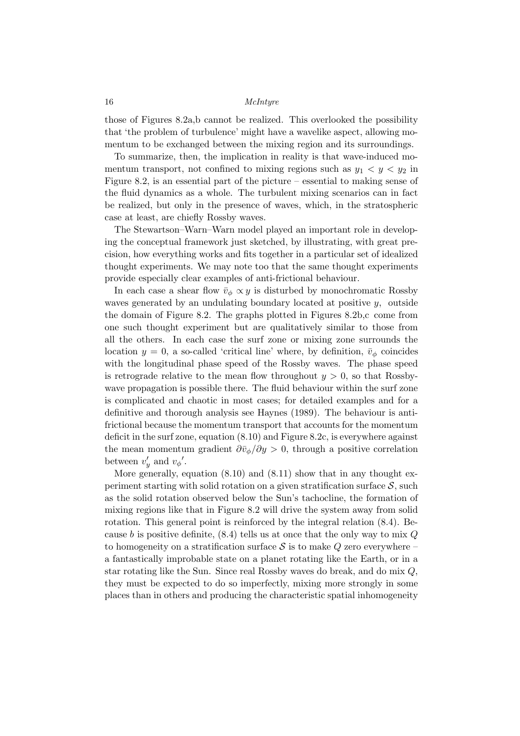those of Figures 8.2a,b cannot be realized. This overlooked the possibility that 'the problem of turbulence' might have a wavelike aspect, allowing momentum to be exchanged between the mixing region and its surroundings.

To summarize, then, the implication in reality is that wave-induced momentum transport, not confined to mixing regions such as $y_1 < y < y_2$ in Figure 8.2, is an essential part of the picture – essential to making sense of the fluid dynamics as a whole. The turbulent mixing scenarios can in fact be realized, but only in the presence of waves, which, in the stratospheric case at least, are chiefly Rossby waves.

The Stewartson–Warn–Warn model played an important role in developing the conceptual framework just sketched, by illustrating, with great precision, how everything works and fits together in a particular set of idealized thought experiments. We may note too that the same thought experiments provide especially clear examples of anti-frictional behaviour.

In each case a shear flow $\bar{v}_\phi \propto y$ is disturbed by monochromatic Rossby waves generated by an undulating boundary located at positive $y$, outside the domain of Figure 8.2. The graphs plotted in Figures 8.2b,c come from one such thought experiment but are qualitatively similar to those from all the others. In each case the surf zone or mixing zone surrounds the location $y = 0$, a so-called 'critical line' where, by definition, $\bar{v}_\phi$ coincides with the longitudinal phase speed of the Rossby waves. The phase speed is retrograde relative to the mean flow throughout $y > 0$, so that Rossby-wave propagation is possible there. The fluid behaviour within the surf zone is complicated and chaotic in most cases; for detailed examples and for a definitive and thorough analysis see Haynes (1989). The behaviour is anti-frictional because the momentum transport that accounts for the momentum deficit in the surf zone, equation (8.10) and Figure 8.2c, is everywhere against the mean momentum gradient $\partial\bar{v}_\phi/\partial y > 0$, through a positive correlation between $v_y'$ and ${v_\phi}'$.

More generally, equation (8.10) and (8.11) show that in any thought experiment starting with solid rotation on a given stratification surface $\mathcal{S}$, such as the solid rotation observed below the Sun's tachocline, the formation of mixing regions like that in Figure 8.2 will drive the system away from solid rotation. This general point is reinforced by the integral relation (8.4). Because $b$ is positive definite, (8.4) tells us at once that the only way to mix $Q$ to homogeneity on a stratification surface $\mathcal{S}$ is to make $Q$ zero everywhere – a fantastically improbable state on a planet rotating like the Earth, or in a star rotating like the Sun. Since real Rossby waves do break, and do mix $Q$, they must be expected to do so imperfectly, mixing more strongly in some places than in others and producing the characteristic spatial inhomogeneity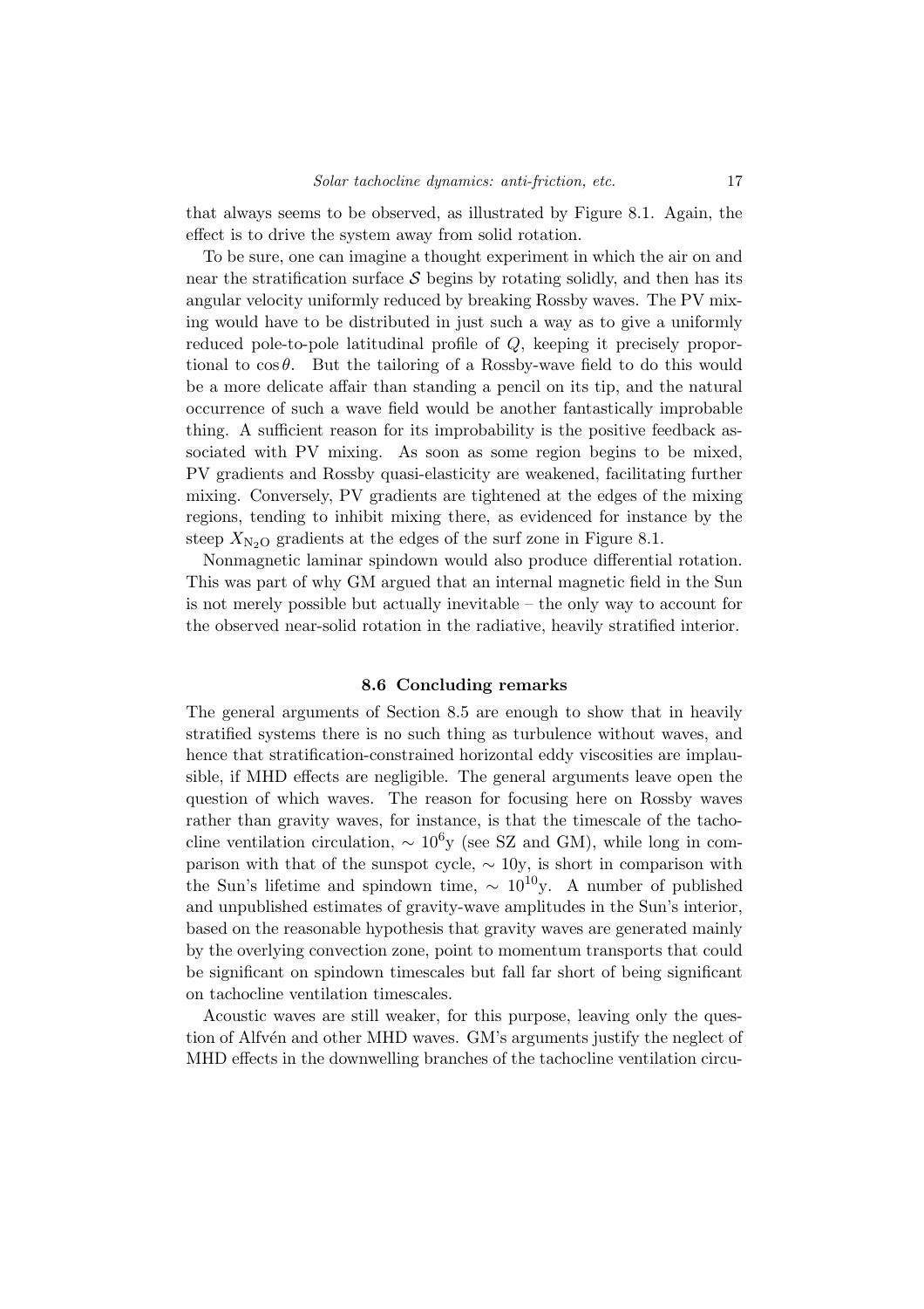that always seems to be observed, as illustrated by Figure 8.1. Again, the effect is to drive the system away from solid rotation.

To be sure, one can imagine a thought experiment in which the air on and near the stratification surface $\mathcal{S}$ begins by rotating solidly, and then has its angular velocity uniformly reduced by breaking Rossby waves. The PV mixing would have to be distributed in just such a way as to give a uniformly reduced pole-to-pole latitudinal profile of $Q$, keeping it precisely proportional to $\cos\theta$. But the tailoring of a Rossby-wave field to do this would be a more delicate affair than standing a pencil on its tip, and the natural occurrence of such a wave field would be another fantastically improbable thing. A sufficient reason for its improbability is the positive feedback associated with PV mixing. As soon as some region begins to be mixed, PV gradients and Rossby quasi-elasticity are weakened, facilitating further mixing. Conversely, PV gradients are tightened at the edges of the mixing regions, tending to inhibit mixing there, as evidenced for instance by the steep $X_{N_2O}$ gradients at the edges of the surf zone in Figure 8.1.

Nonmagnetic laminar spindown would also produce differential rotation. This was part of why GM argued that an internal magnetic field in the Sun is not merely possible but actually inevitable – the only way to account for the observed near-solid rotation in the radiative, heavily stratified interior.

### 8.6 Concluding remarks

The general arguments of Section 8.5 are enough to show that in heavily stratified systems there is no such thing as turbulence without waves, and hence that stratification-constrained horizontal eddy viscosities are implausible, if MHD effects are negligible. The general arguments leave open the question of which waves. The reason for focusing here on Rossby waves rather than gravity waves, for instance, is that the timescale of the tachocline ventilation circulation, $\sim 10^6$y (see SZ and GM), while long in comparison with that of the sunspot cycle, $\sim 10$y, is short in comparison with the Sun's lifetime and spindown time, $\sim 10^{10}$y. A number of published and unpublished estimates of gravity-wave amplitudes in the Sun's interior, based on the reasonable hypothesis that gravity waves are generated mainly by the overlying convection zone, point to momentum transports that could be significant on spindown timescales but fall far short of being significant on tachocline ventilation timescales.

Acoustic waves are still weaker, for this purpose, leaving only the question of Alfvén and other MHD waves. GM's arguments justify the neglect of MHD effects in the downwelling branches of the tachocline ventilation circu-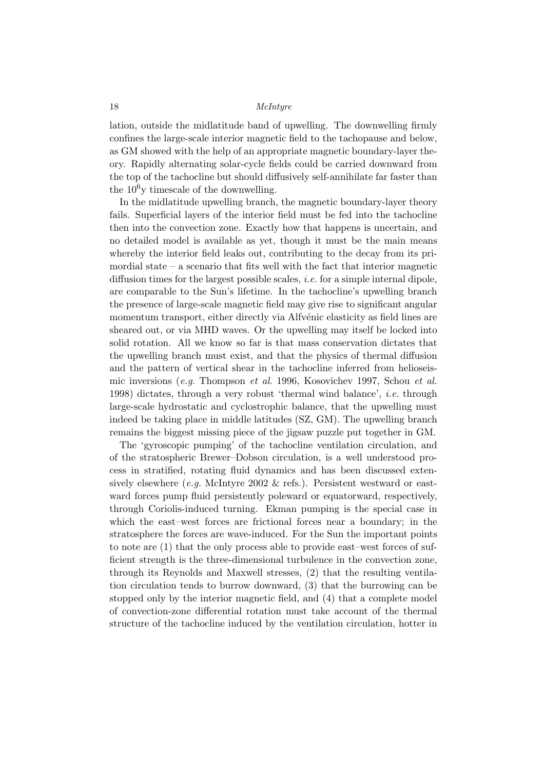lation, outside the midlatitude band of upwelling. The downwelling firmly confines the large-scale interior magnetic field to the tachopause and below, as GM showed with the help of an appropriate magnetic boundary-layer theory. Rapidly alternating solar-cycle fields could be carried downward from the top of the tachocline but should diffusively self-annihilate far faster than the $10^6$y timescale of the downwelling.

In the midlatitude upwelling branch, the magnetic boundary-layer theory fails. Superficial layers of the interior field must be fed into the tachocline then into the convection zone. Exactly how that happens is uncertain, and no detailed model is available as yet, though it must be the main means whereby the interior field leaks out, contributing to the decay from its primordial state – a scenario that fits well with the fact that interior magnetic diffusion times for the largest possible scales, *i.e.* for a simple internal dipole, are comparable to the Sun's lifetime. In the tachocline's upwelling branch the presence of large-scale magnetic field may give rise to significant angular momentum transport, either directly via Alfvénic elasticity as field lines are sheared out, or via MHD waves. Or the upwelling may itself be locked into solid rotation. All we know so far is that mass conservation dictates that the upwelling branch must exist, and that the physics of thermal diffusion and the pattern of vertical shear in the tachocline inferred from helioseismic inversions (*e.g.* Thompson *et al.* 1996, Kosovichev 1997, Schou *et al.* 1998) dictates, through a very robust 'thermal wind balance', *i.e.* through large-scale hydrostatic and cyclostrophic balance, that the upwelling must indeed be taking place in middle latitudes (SZ, GM). The upwelling branch remains the biggest missing piece of the jigsaw puzzle put together in GM.

The 'gyroscopic pumping' of the tachocline ventilation circulation, and of the stratospheric Brewer–Dobson circulation, is a well understood process in stratified, rotating fluid dynamics and has been discussed extensively elsewhere (*e.g.* McIntyre 2002 & refs.). Persistent westward or eastward forces pump fluid persistently poleward or equatorward, respectively, through Coriolis-induced turning. Ekman pumping is the special case in which the east–west forces are frictional forces near a boundary; in the stratosphere the forces are wave-induced. For the Sun the important points to note are (1) that the only process able to provide east–west forces of sufficient strength is the three-dimensional turbulence in the convection zone, through its Reynolds and Maxwell stresses, (2) that the resulting ventilation circulation tends to burrow downward, (3) that the burrowing can be stopped only by the interior magnetic field, and (4) that a complete model of convection-zone differential rotation must take account of the thermal structure of the tachocline induced by the ventilation circulation, hotter in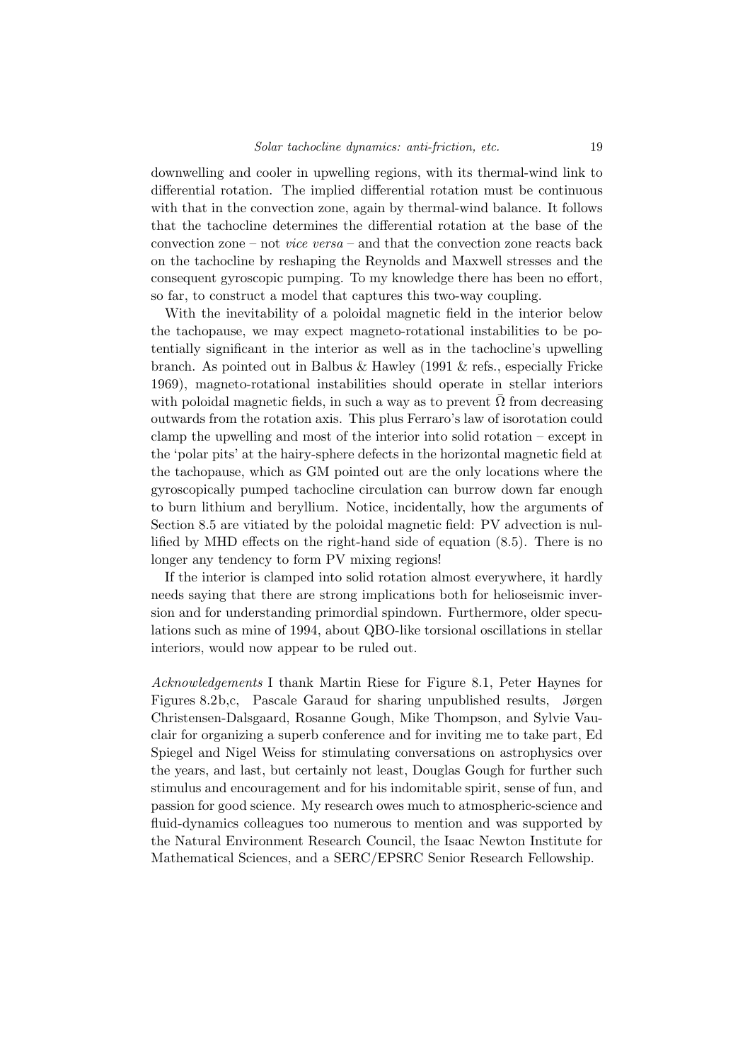downwelling and cooler in upwelling regions, with its thermal-wind link to differential rotation. The implied differential rotation must be continuous with that in the convection zone, again by thermal-wind balance. It follows that the tachocline determines the differential rotation at the base of the convection zone – not *vice versa* – and that the convection zone reacts back on the tachocline by reshaping the Reynolds and Maxwell stresses and the consequent gyroscopic pumping. To my knowledge there has been no effort, so far, to construct a model that captures this two-way coupling.

With the inevitability of a poloidal magnetic field in the interior below the tachopause, we may expect magneto-rotational instabilities to be potentially significant in the interior as well as in the tachocline's upwelling branch. As pointed out in Balbus & Hawley (1991 & refs., especially Fricke 1969), magneto-rotational instabilities should operate in stellar interiors with poloidal magnetic fields, in such a way as to prevent $\bar{\Omega}$ from decreasing outwards from the rotation axis. This plus Ferraro's law of isorotation could clamp the upwelling and most of the interior into solid rotation – except in the 'polar pits' at the hairy-sphere defects in the horizontal magnetic field at the tachopause, which as GM pointed out are the only locations where the gyroscopically pumped tachocline circulation can burrow down far enough to burn lithium and beryllium. Notice, incidentally, how the arguments of Section 8.5 are vitiated by the poloidal magnetic field: PV advection is nullified by MHD effects on the right-hand side of equation (8.5). There is no longer any tendency to form PV mixing regions!

If the interior is clamped into solid rotation almost everywhere, it hardly needs saying that there are strong implications both for helioseismic inversion and for understanding primordial spindown. Furthermore, older speculations such as mine of 1994, about QBO-like torsional oscillations in stellar interiors, would now appear to be ruled out.

*Acknowledgements* I thank Martin Riese for Figure 8.1, Peter Haynes for Figures 8.2b,c, Pascale Garaud for sharing unpublished results, Jørgen Christensen-Dalsgaard, Rosanne Gough, Mike Thompson, and Sylvie Vauclair for organizing a superb conference and for inviting me to take part, Ed Spiegel and Nigel Weiss for stimulating conversations on astrophysics over the years, and last, but certainly not least, Douglas Gough for further such stimulus and encouragement and for his indomitable spirit, sense of fun, and passion for good science. My research owes much to atmospheric-science and fluid-dynamics colleagues too numerous to mention and was supported by the Natural Environment Research Council, the Isaac Newton Institute for Mathematical Sciences, and a SERC/EPSRC Senior Research Fellowship.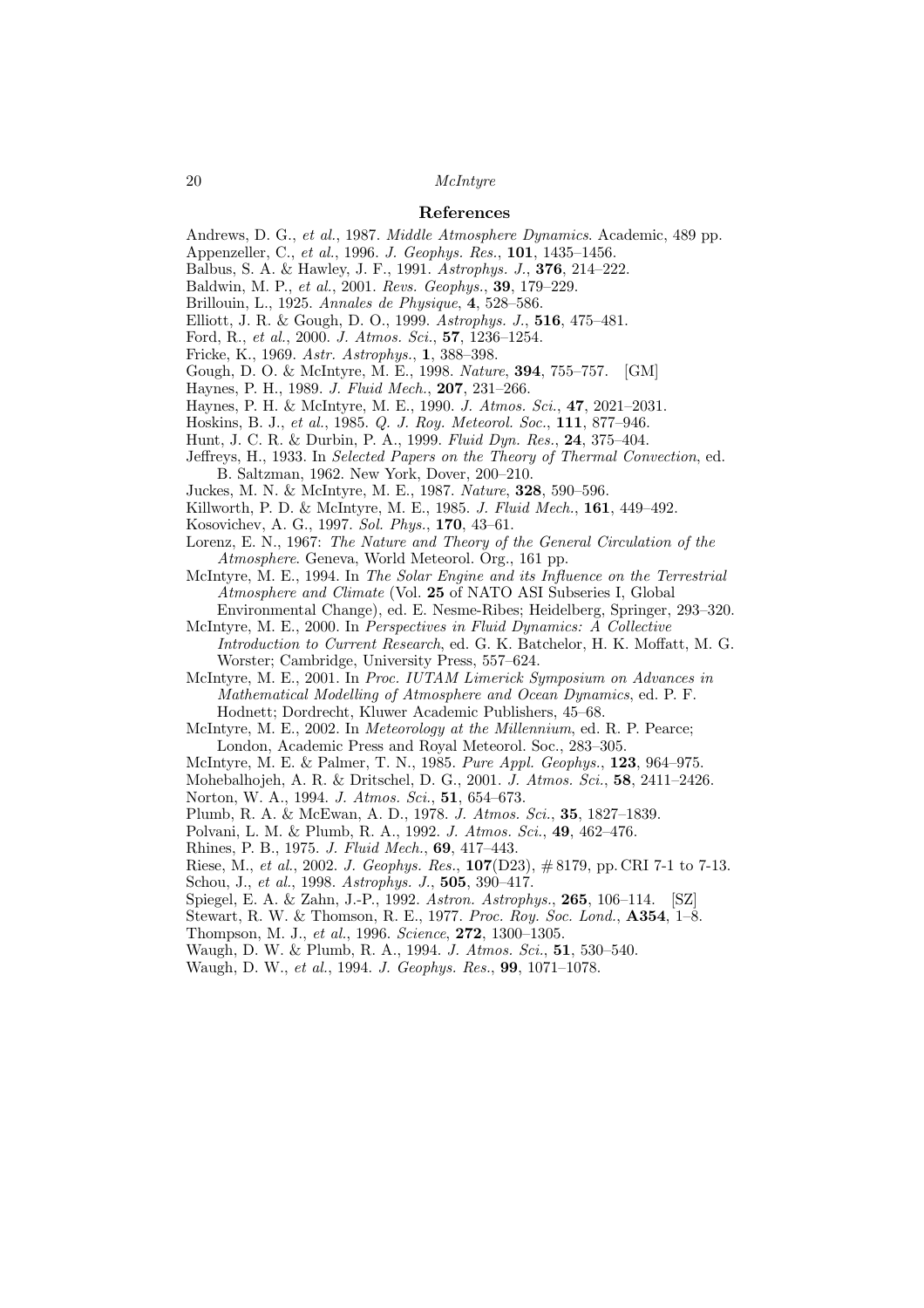## References

Andrews, D. G., *et al.*, 1987. *Middle Atmosphere Dynamics*. Academic, 489 pp.

Appenzeller, C., *et al.*, 1996. *J. Geophys. Res.*, **101**, 1435–1456.

Balbus, S. A. & Hawley, J. F., 1991. *Astrophys. J.*, **376**, 214–222.

Baldwin, M. P., *et al.*, 2001. *Revs. Geophys.*, **39**, 179–229.

Brillouin, L., 1925. *Annales de Physique*, **4**, 528–586.

Elliott, J. R. & Gough, D. O., 1999. *Astrophys. J.*, **516**, 475–481.

Ford, R., *et al.*, 2000. *J. Atmos. Sci.*, **57**, 1236–1254.

Fricke, K., 1969. *Astr. Astrophys.*, **1**, 388–398.

Gough, D. O. & McIntyre, M. E., 1998. *Nature*, **394**, 755–757. [GM]

Haynes, P. H., 1989. *J. Fluid Mech.*, **207**, 231–266.

Haynes, P. H. & McIntyre, M. E., 1990. *J. Atmos. Sci.*, **47**, 2021–2031.

Hoskins, B. J., *et al.*, 1985. *Q. J. Roy. Meteorol. Soc.*, **111**, 877–946.

Hunt, J. C. R. & Durbin, P. A., 1999. *Fluid Dyn. Res.*, **24**, 375–404.

Jeffreys, H., 1933. In *Selected Papers on the Theory of Thermal Convection*, ed. B. Saltzman, 1962. New York, Dover, 200–210.

Juckes, M. N. & McIntyre, M. E., 1987. *Nature*, **328**, 590–596.

Killworth, P. D. & McIntyre, M. E., 1985. *J. Fluid Mech.*, **161**, 449–492.

Kosovichev, A. G., 1997. *Sol. Phys.*, **170**, 43–61.

Lorenz, E. N., 1967: *The Nature and Theory of the General Circulation of the Atmosphere*. Geneva, World Meteorol. Org., 161 pp.

McIntyre, M. E., 1994. In *The Solar Engine and its Influence on the Terrestrial Atmosphere and Climate* (Vol. **25** of NATO ASI Subseries I, Global Environmental Change), ed. E. Nesme-Ribes; Heidelberg, Springer, 293–320.

McIntyre, M. E., 2000. In *Perspectives in Fluid Dynamics: A Collective Introduction to Current Research*, ed. G. K. Batchelor, H. K. Moffatt, M. G. Worster; Cambridge, University Press, 557–624.

McIntyre, M. E., 2001. In *Proc. IUTAM Limerick Symposium on Advances in Mathematical Modelling of Atmosphere and Ocean Dynamics*, ed. P. F. Hodnett; Dordrecht, Kluwer Academic Publishers, 45–68.

McIntyre, M. E., 2002. In *Meteorology at the Millennium*, ed. R. P. Pearce; London, Academic Press and Royal Meteorol. Soc., 283–305.

McIntyre, M. E. & Palmer, T. N., 1985. *Pure Appl. Geophys.*, **123**, 964–975.

Mohebalhojeh, A. R. & Dritschel, D. G., 2001. *J. Atmos. Sci.*, **58**, 2411–2426.

Norton, W. A., 1994. *J. Atmos. Sci.*, **51**, 654–673.

Plumb, R. A. & McEwan, A. D., 1978. *J. Atmos. Sci.*, **35**, 1827–1839.

Polvani, L. M. & Plumb, R. A., 1992. *J. Atmos. Sci.*, **49**, 462–476.

Rhines, P. B., 1975. *J. Fluid Mech.*, **69**, 417–443.

Riese, M., *et al.*, 2002. *J. Geophys. Res.*, **107**(D23), # 8179, pp. CRI 7-1 to 7-13.

Schou, J., *et al.*, 1998. *Astrophys. J.*, **505**, 390–417.

Spiegel, E. A. & Zahn, J.-P., 1992. *Astron. Astrophys.*, **265**, 106–114. [SZ]

Stewart, R. W. & Thomson, R. E., 1977. *Proc. Roy. Soc. Lond.*, **A354**, 1–8.

Thompson, M. J., *et al.*, 1996. *Science*, **272**, 1300–1305.

Waugh, D. W. & Plumb, R. A., 1994. *J. Atmos. Sci.*, **51**, 530–540.

Waugh, D. W., *et al.*, 1994. *J. Geophys. Res.*, **99**, 1071–1078.